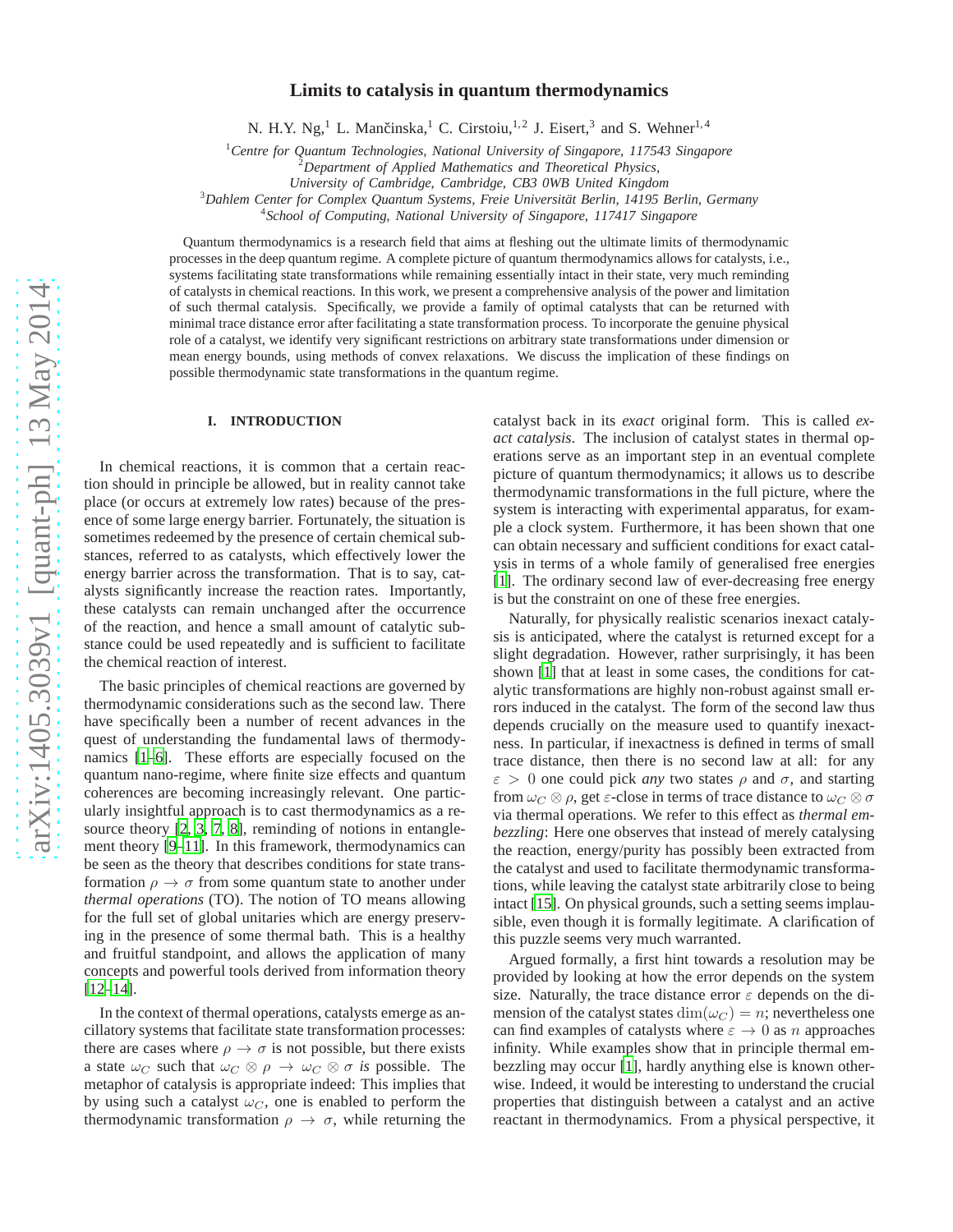# Limits to catalysis in quantum thermodynamics

N. H.Y. Ng,[1] L. Mančinska,[1] C. Cirstoiu,[1,2] J. Eisert,[3] and S. Wehner[1,4]

[1]*Centre for Quantum Technologies, National University of Singapore, 117543 Singapore*
[2]*Department of Applied Mathematics and Theoretical Physics, University of Cambridge, Cambridge, CB3 0WB United Kingdom*
[3]*Dahlem Center for Complex Quantum Systems, Freie Universität Berlin, 14195 Berlin, Germany*
[4]*School of Computing, National University of Singapore, 117417 Singapore*

Quantum thermodynamics is a research field that aims at fleshing out the ultimate limits of thermodynamic processes in the deep quantum regime. A complete picture of quantum thermodynamics allows for catalysts, i.e., systems facilitating state transformations while remaining essentially intact in their state, very much reminding of catalysts in chemical reactions. In this work, we present a comprehensive analysis of the power and limitation of such thermal catalysis. Specifically, we provide a family of optimal catalysts that can be returned with minimal trace distance error after facilitating a state transformation process. To incorporate the genuine physical role of a catalyst, we identify very significant restrictions on arbitrary state transformations under dimension or mean energy bounds, using methods of convex relaxations. We discuss the implication of these findings on possible thermodynamic state transformations in the quantum regime.

## I. INTRODUCTION

In chemical reactions, it is common that a certain reaction should in principle be allowed, but in reality cannot take place (or occurs at extremely low rates) because of the presence of some large energy barrier. Fortunately, the situation is sometimes redeemed by the presence of certain chemical substances, referred to as catalysts, which effectively lower the energy barrier across the transformation. That is to say, catalysts significantly increase the reaction rates. Importantly, these catalysts can remain unchanged after the occurrence of the reaction, and hence a small amount of catalytic substance could be used repeatedly and is sufficient to facilitate the chemical reaction of interest.

The basic principles of chemical reactions are governed by thermodynamic considerations such as the second law. There have specifically been a number of recent advances in the quest of understanding the fundamental laws of thermodynamics [1–6]. These efforts are especially focused on the quantum nano-regime, where finite size effects and quantum coherences are becoming increasingly relevant. One particularly insightful approach is to cast thermodynamics as a resource theory [2, 3, 7, 8], reminding of notions in entanglement theory [9–11]. In this framework, thermodynamics can be seen as the theory that describes conditions for state transformation $\rho \to \sigma$ from some quantum state to another under *thermal operations* (TO). The notion of TO means allowing for the full set of global unitaries which are energy preserving in the presence of some thermal bath. This is a healthy and fruitful standpoint, and allows the application of many concepts and powerful tools derived from information theory [12–14].

In the context of thermal operations, catalysts emerge as ancillatory systems that facilitate state transformation processes: there are cases where $\rho \to \sigma$ is not possible, but there exists a state $\omega_C$ such that $\omega_C \otimes \rho \to \omega_C \otimes \sigma$ *is* possible. The metaphor of catalysis is appropriate indeed: This implies that by using such a catalyst $\omega_C$, one is enabled to perform the thermodynamic transformation $\rho \to \sigma$, while returning the catalyst back in its *exact* original form. This is called *exact catalysis*. The inclusion of catalyst states in thermal operations serve as an important step in an eventual complete picture of quantum thermodynamics; it allows us to describe thermodynamic transformations in the full picture, where the system is interacting with experimental apparatus, for example a clock system. Furthermore, it has been shown that one can obtain necessary and sufficient conditions for exact catalysis in terms of a whole family of generalised free energies [1]. The ordinary second law of ever-decreasing free energy is but the constraint on one of these free energies.

Naturally, for physically realistic scenarios inexact catalysis is anticipated, where the catalyst is returned except for a slight degradation. However, rather surprisingly, it has been shown [1] that at least in some cases, the conditions for catalytic transformations are highly non-robust against small errors induced in the catalyst. The form of the second law thus depends crucially on the measure used to quantify inexactness. In particular, if inexactness is defined in terms of small trace distance, then there is no second law at all: for any $\varepsilon > 0$ one could pick *any* two states $\rho$ and $\sigma$, and starting from $\omega_C \otimes \rho$, get $\varepsilon$-close in terms of trace distance to $\omega_C \otimes \sigma$ via thermal operations. We refer to this effect as *thermal embezzling*: Here one observes that instead of merely catalysing the reaction, energy/purity has possibly been extracted from the catalyst and used to facilitate thermodynamic transformations, while leaving the catalyst state arbitrarily close to being intact [15]. On physical grounds, such a setting seems implausible, even though it is formally legitimate. A clarification of this puzzle seems very much warranted.

Argued formally, a first hint towards a resolution may be provided by looking at how the error depends on the system size. Naturally, the trace distance error $\varepsilon$ depends on the dimension of the catalyst states $\dim(\omega_C) = n$; nevertheless one can find examples of catalysts where $\varepsilon \to 0$ as $n$ approaches infinity. While examples show that in principle thermal embezzling may occur [1], hardly anything else is known otherwise. Indeed, it would be interesting to understand the crucial properties that distinguish between a catalyst and an active reactant in thermodynamics. From a physical perspective, it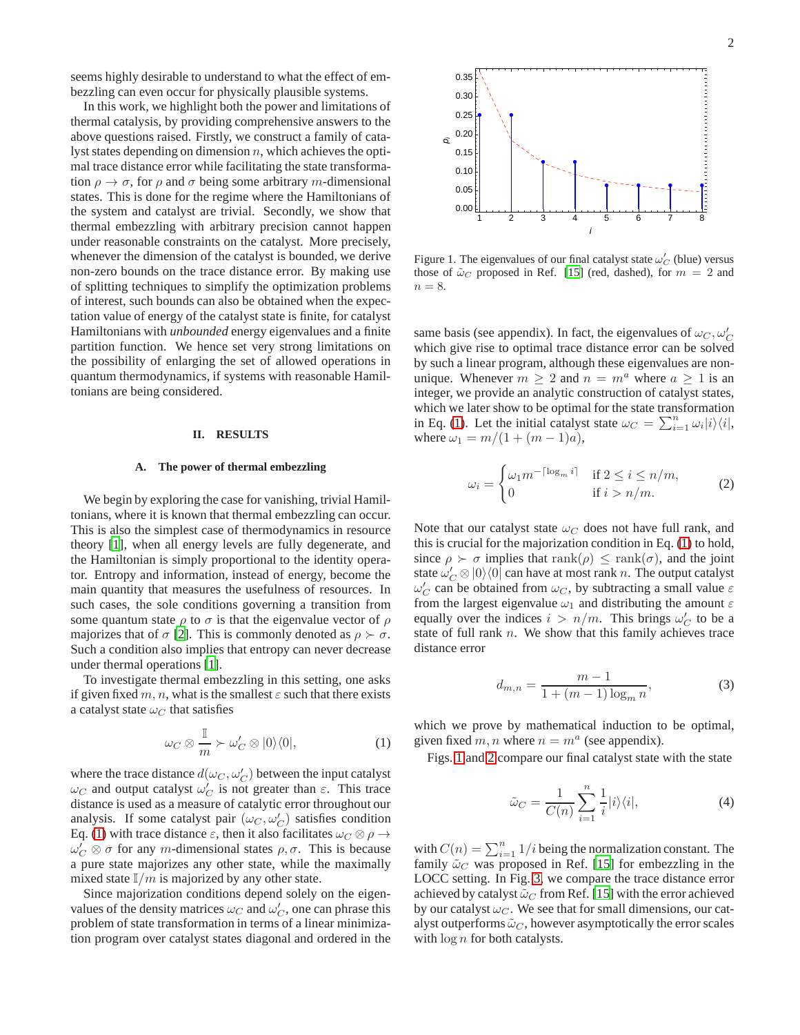seems highly desirable to understand to what the effect of embezzling can even occur for physically plausible systems.

In this work, we highlight both the power and limitations of thermal catalysis, by providing comprehensive answers to the above questions raised. Firstly, we construct a family of catalyst states depending on dimension $n$, which achieves the optimal trace distance error while facilitating the state transformation $\rho \to \sigma$, for $\rho$ and $\sigma$ being some arbitrary $m$-dimensional states. This is done for the regime where the Hamiltonians of the system and catalyst are trivial. Secondly, we show that thermal embezzling with arbitrary precision cannot happen under reasonable constraints on the catalyst. More precisely, whenever the dimension of the catalyst is bounded, we derive non-zero bounds on the trace distance error. By making use of splitting techniques to simplify the optimization problems of interest, such bounds can also be obtained when the expectation value of energy of the catalyst state is finite, for catalyst Hamiltonians with *unbounded* energy eigenvalues and a finite partition function. We hence set very strong limitations on the possibility of enlarging the set of allowed operations in quantum thermodynamics, if systems with reasonable Hamiltonians are being considered.

## II. RESULTS

### A. The power of thermal embezzling

We begin by exploring the case for vanishing, trivial Hamiltonians, where it is known that thermal embezzling can occur. This is also the simplest case of thermodynamics in resource theory [1], when all energy levels are fully degenerate, and the Hamiltonian is simply proportional to the identity operator. Entropy and information, instead of energy, become the main quantity that measures the usefulness of resources. In such cases, the sole conditions governing a transition from some quantum state $\rho$ to $\sigma$ is that the eigenvalue vector of $\rho$ majorizes that of $\sigma$ [2]. This is commonly denoted as $\rho \succ \sigma$. Such a condition also implies that entropy can never decrease under thermal operations [1].

To investigate thermal embezzling in this setting, one asks if given fixed $m, n$, what is the smallest $\varepsilon$ such that there exists a catalyst state $\omega_C$ that satisfies

$$\omega_C \otimes \frac{\mathbb{I}}{m} \succ \omega_C' \otimes |0\rangle\langle 0|, \tag{1}$$

where the trace distance $d(\omega_C, \omega_C')$ between the input catalyst $\omega_C$ and output catalyst $\omega_C'$ is not greater than $\varepsilon$. This trace distance is used as a measure of catalytic error throughout our analysis. If some catalyst pair $(\omega_C, \omega_C')$ satisfies condition Eq. (1) with trace distance $\varepsilon$, then it also facilitates $\omega_C \otimes \rho \to \omega_C' \otimes \sigma$ for any $m$-dimensional states $\rho, \sigma$. This is because a pure state majorizes any other state, while the maximally mixed state $\mathbb{I}/m$ is majorized by any other state.

Since majorization conditions depend solely on the eigenvalues of the density matrices $\omega_C$ and $\omega_C'$, one can phrase this problem of state transformation in terms of a linear minimization program over catalyst states diagonal and ordered in the same basis (see appendix). In fact, the eigenvalues of $\omega_C, \omega_C'$ which give rise to optimal trace distance error can be solved by such a linear program, although these eigenvalues are non-unique. Whenever $m \geq 2$ and $n = m^a$ where $a \geq 1$ is an integer, we provide an analytic construction of catalyst states, which we later show to be optimal for the state transformation in Eq. (1). Let the initial catalyst state $\omega_C = \sum_{i=1}^n \omega_i |i\rangle\langle i|$, where $\omega_1 = m/(1 + (m-1)a)$,

$$\omega_i = \begin{cases} \omega_1 m^{-\lceil \log_m i \rceil} & \text{if } 2 \leq i \leq n/m, \\ 0 & \text{if } i > n/m. \end{cases} \tag{2}$$

Note that our catalyst state $\omega_C$ does not have full rank, and this is crucial for the majorization condition in Eq. (1) to hold, since $\rho \succ \sigma$ implies that $\text{rank}(\rho) \leq \text{rank}(\sigma)$, and the joint state $\omega_C' \otimes |0\rangle\langle 0|$ can have at most rank $n$. The output catalyst $\omega_C'$ can be obtained from $\omega_C$, by subtracting a small value $\varepsilon$ from the largest eigenvalue $\omega_1$ and distributing the amount $\varepsilon$ equally over the indices $i > n/m$. This brings $\omega_C'$ to be a state of full rank $n$. We show that this family achieves trace distance error

$$d_{m,n} = \frac{m-1}{1 + (m-1)\log_m n}, \tag{3}$$

which we prove by mathematical induction to be optimal, given fixed $m, n$ where $n = m^a$ (see appendix).

Figs. 1 and 2 compare our final catalyst state with the state

$$\tilde{\omega}_C = \frac{1}{C(n)} \sum_{i=1}^{n} \frac{1}{i} |i\rangle\langle i|, \tag{4}$$

with $C(n) = \sum_{i=1}^n 1/i$ being the normalization constant. The family $\tilde{\omega}_C$ was proposed in Ref. [15] for embezzling in the LOCC setting. In Fig. 3, we compare the trace distance error achieved by catalyst $\tilde{\omega}_C$ from Ref. [15] with the error achieved by our catalyst $\omega_C$. We see that for small dimensions, our catalyst outperforms $\tilde{\omega}_C$, however asymptotically the error scales with $\log n$ for both catalysts.

Figure 1. The eigenvalues of our final catalyst state $\omega_C'$ (blue) versus those of $\tilde{\omega}_C$ proposed in Ref. [15] (red, dashed), for $m = 2$ and $n = 8$.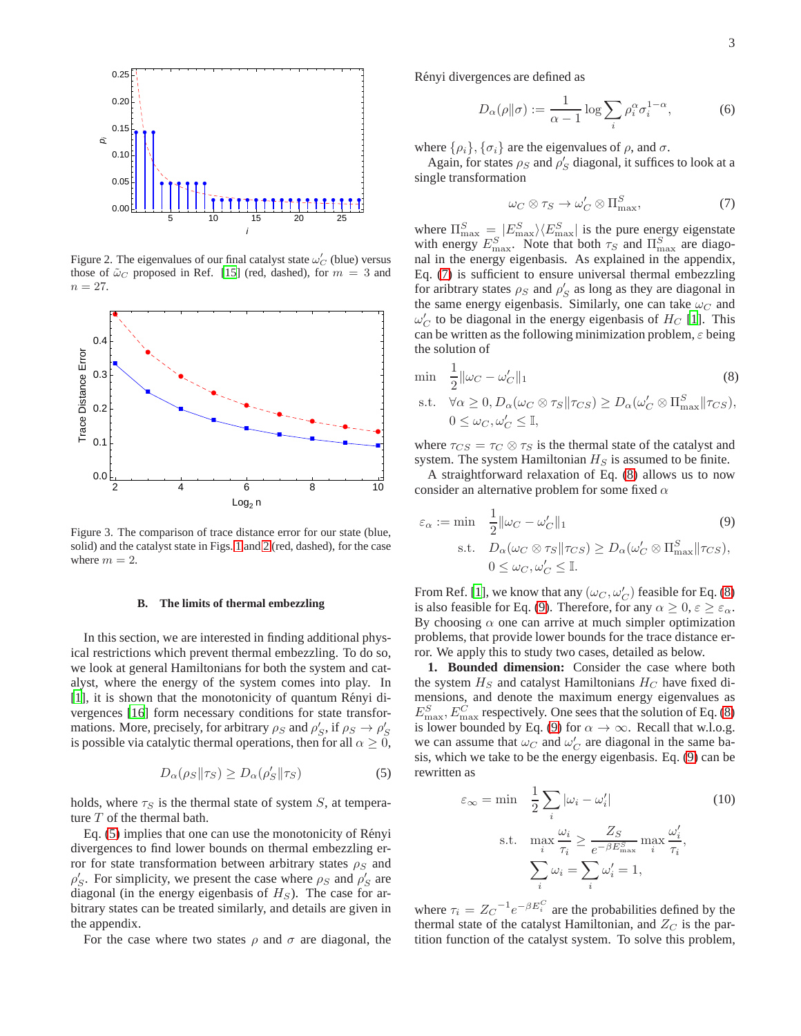Figure 2. The eigenvalues of our final catalyst state $\omega'_C$ (blue) versus those of $\tilde{\omega}_C$ proposed in Ref. [15] (red, dashed), for $m = 3$ and $n = 27$.

Figure 3. The comparison of trace distance error for our state (blue, solid) and the catalyst state in Figs. 1 and 2 (red, dashed), for the case where $m = 2$.

### B. The limits of thermal embezzling

In this section, we are interested in finding additional physical restrictions which prevent thermal embezzling. To do so, we look at general Hamiltonians for both the system and catalyst, where the energy of the system comes into play. In [1], it is shown that the monotonicity of quantum Rényi divergences [16] form necessary conditions for state transformations. More, precisely, for arbitrary $\rho_S$ and $\rho'_S$, if $\rho_S \to \rho'_S$ is possible via catalytic thermal operations, then for all $\alpha \geq 0$,

$$D_\alpha(\rho_S \| \tau_S) \geq D_\alpha(\rho'_S \| \tau_S) \tag{5}$$

holds, where $\tau_S$ is the thermal state of system $S$, at temperature $T$ of the thermal bath.

Eq. (5) implies that one can use the monotonicity of Rényi divergences to find lower bounds on thermal embezzling error for state transformation between arbitrary states $\rho_S$ and $\rho'_S$. For simplicity, we present the case where $\rho_S$ and $\rho'_S$ are diagonal (in the energy eigenbasis of $H_S$). The case for arbitrary states can be treated similarly, and details are given in the appendix.

For the case where two states $\rho$ and $\sigma$ are diagonal, the Rényi divergences are defined as

$$D_\alpha(\rho\|\sigma) := \frac{1}{\alpha - 1} \log \sum_i \rho_i^\alpha \sigma_i^{1-\alpha}, \tag{6}$$

where $\{\rho_i\}, \{\sigma_i\}$ are the eigenvalues of $\rho$, and $\sigma$.

Again, for states $\rho_S$ and $\rho'_S$ diagonal, it suffices to look at a single transformation

$$\omega_C \otimes \tau_S \to \omega'_C \otimes \Pi^S_{\max}, \tag{7}$$

where $\Pi^S_{\max} = |E^S_{\max}\rangle\langle E^S_{\max}|$ is the pure energy eigenstate with energy $E^S_{\max}$. Note that both $\tau_S$ and $\Pi^S_{\max}$ are diagonal in the energy eigenbasis. As explained in the appendix, Eq. (7) is sufficient to ensure universal thermal embezzling for aribtrary states $\rho_S$ and $\rho'_S$ as long as they are diagonal in the same energy eigenbasis. Similarly, one can take $\omega_C$ and $\omega'_C$ to be diagonal in the energy eigenbasis of $H_C$ [1]. This can be written as the following minimization problem, $\varepsilon$ being the solution of

$$\begin{aligned}
\min \quad & \frac{1}{2}\|\omega_C - \omega'_C\|_1 \\
\text{s.t.} \quad & \forall \alpha \geq 0, D_\alpha(\omega_C \otimes \tau_S \| \tau_{CS}) \geq D_\alpha(\omega'_C \otimes \Pi^S_{\max} \| \tau_{CS}), \\
& 0 \leq \omega_C, \omega'_C \leq \mathbb{I},
\end{aligned} \tag{8}$$

where $\tau_{CS} = \tau_C \otimes \tau_S$ is the thermal state of the catalyst and system. The system Hamiltonian $H_S$ is assumed to be finite.

A straightforward relaxation of Eq. (8) allows us to now consider an alternative problem for some fixed $\alpha$

$$\begin{aligned}
\varepsilon_\alpha := \min \quad & \frac{1}{2}\|\omega_C - \omega'_C\|_1 \\
\text{s.t.} \quad & D_\alpha(\omega_C \otimes \tau_S \| \tau_{CS}) \geq D_\alpha(\omega'_C \otimes \Pi^S_{\max} \| \tau_{CS}), \\
& 0 \leq \omega_C, \omega'_C \leq \mathbb{I}.
\end{aligned} \tag{9}$$

From Ref. [1], we know that any $(\omega_C, \omega'_C)$ feasible for Eq. (8) is also feasible for Eq. (9). Therefore, for any $\alpha \geq 0$, $\varepsilon \geq \varepsilon_\alpha$. By choosing $\alpha$ one can arrive at much simpler optimization problems, that provide lower bounds for the trace distance error. We apply this to study two cases, detailed as below.

**1. Bounded dimension:** Consider the case where both the system $H_S$ and catalyst Hamiltonians $H_C$ have fixed dimensions, and denote the maximum energy eigenvalues as $E^S_{\max}, E^C_{\max}$ respectively. One sees that the solution of Eq. (8) is lower bounded by Eq. (9) for $\alpha \to \infty$. Recall that w.l.o.g. we can assume that $\omega_C$ and $\omega'_C$ are diagonal in the same basis, which we take to be the energy eigenbasis. Eq. (9) can be rewritten as

$$\begin{aligned}
\varepsilon_\infty = \min \quad & \frac{1}{2}\sum_i |\omega_i - \omega'_i| \\
\text{s.t.} \quad & \max_i \frac{\omega_i}{\tau_i} \geq \frac{Z_S}{e^{-\beta E^S_{\max}}} \max_i \frac{\omega'_i}{\tau_i}, \\
& \sum_i \omega_i = \sum_i \omega'_i = 1,
\end{aligned} \tag{10}$$

where $\tau_i = {Z_C}^{-1} e^{-\beta E^C_i}$ are the probabilities defined by the thermal state of the catalyst Hamiltonian, and $Z_C$ is the partition function of the catalyst system. To solve this problem,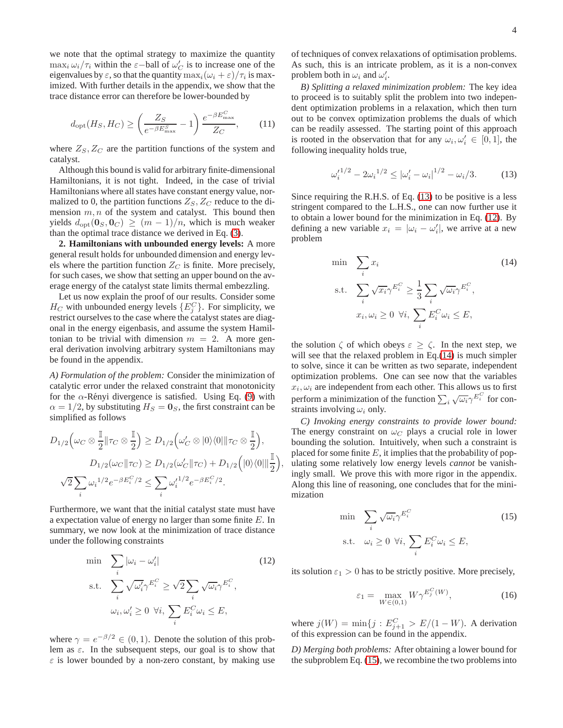we note that the optimal strategy to maximize the quantity $\max_i \omega_i/\tau_i$ within the $\varepsilon$−ball of $\omega'_C$ is to increase one of the eigenvalues by $\varepsilon$, so that the quantity $\max_i(\omega_i+\varepsilon)/\tau_i$ is maximized. With further details in the appendix, we show that the trace distance error can therefore be lower-bounded by

$$d_{\rm opt}(H_S,H_C) \geq \left(\frac{Z_S}{e^{-\beta E^S_{\max}}}-1\right)\frac{e^{-\beta E^C_{\max}}}{Z_C}, \tag{11}$$

where $Z_S, Z_C$ are the partition functions of the system and catalyst.

Although this bound is valid for arbitrary finite-dimensional Hamiltonians, it is not tight. Indeed, in the case of trivial Hamiltonians where all states have constant energy value, normalized to 0, the partition functions $Z_S, Z_C$ reduce to the dimension $m, n$ of the system and catalyst. This bound then yields $d_{\rm opt}(\mathbf{0}_S,\mathbf{0}_C) \geq (m-1)/n$, which is much weaker than the optimal trace distance we derived in Eq. (3).

**2. Hamiltonians with unbounded energy levels:** A more general result holds for unbounded dimension and energy levels where the partition function $Z_C$ is finite. More precisely, for such cases, we show that setting an upper bound on the average energy of the catalyst state limits thermal embezzling.

Let us now explain the proof of our results. Consider some $H_C$ with unbounded energy levels $\{E^C_j\}$. For simplicity, we restrict ourselves to the case where the catalyst states are diagonal in the energy eigenbasis, and assume the system Hamiltonian to be trivial with dimension $m=2$. A more general derivation involving arbitrary system Hamiltonians may be found in the appendix.

*A) Formulation of the problem:* Consider the minimization of catalytic error under the relaxed constraint that monotonicity for the $\alpha$-Rényi divergence is satisfied. Using Eq. (9) with $\alpha = 1/2$, by substituting $H_S = \mathbf{0}_S$, the first constraint can be simplified as follows

$$\begin{aligned}
D_{1/2}\Big(\omega_C\otimes\frac{\mathbb{I}}{2}\|\tau_C\otimes\frac{\mathbb{I}}{2}\Big) &\geq D_{1/2}\Big(\omega'_C\otimes|0\rangle\langle 0|\|\tau_C\otimes\frac{\mathbb{I}}{2}\Big),\\
D_{1/2}(\omega_C\|\tau_C) &\geq D_{1/2}(\omega'_C\|\tau_C) + D_{1/2}\Big(|0\rangle\langle 0|\|\frac{\mathbb{I}}{2}\Big),\\
\sqrt{2}\sum_i {\omega_i}^{1/2} e^{-\beta E^C_i/2} &\leq \sum_i {\omega'_i}^{1/2} e^{-\beta E^C_i/2}.
\end{aligned}$$

Furthermore, we want that the initial catalyst state must have a expectation value of energy no larger than some finite $E$. In summary, we now look at the minimization of trace distance under the following constraints

$$\begin{aligned}
\min \quad & \sum_i |\omega_i - \omega'_i| \\
\text{s.t.} \quad & \sum_i \sqrt{\omega'_i}\gamma^{E^C_i} \geq \sqrt{2}\sum_i\sqrt{\omega_i}\gamma^{E^C_i},\\
& \omega_i,\omega'_i \geq 0 \;\; \forall i, \; \sum_i E^C_i\omega_i \leq E,
\end{aligned} \tag{12}$$

where $\gamma = e^{-\beta/2}\in(0,1)$. Denote the solution of this problem as $\varepsilon$. In the subsequent steps, our goal is to show that $\varepsilon$ is lower bounded by a non-zero constant, by making use of techniques of convex relaxations of optimisation problems. As such, this is an intricate problem, as it is a non-convex problem both in $\omega_i$ and $\omega'_i$.

*B) Splitting a relaxed minimization problem:* The key idea to proceed is to suitably split the problem into two independent optimization problems in a relaxation, which then turn out to be convex optimization problems the duals of which can be readily assessed. The starting point of this approach is rooted in the observation that for any $\omega_i, \omega'_i \in [0,1]$, the following inequality holds true,

$${\omega'_i}^{1/2} - 2{\omega_i}^{1/2} \leq |\omega'_i - \omega_i|^{1/2} - \omega_i/3. \tag{13}$$

Since requiring the R.H.S. of Eq. (13) to be positive is a less stringent compared to the L.H.S., one can now further use it to obtain a lower bound for the minimization in Eq. (12). By defining a new variable $x_i = |\omega_i - \omega'_i|$, we arrive at a new problem

$$\begin{aligned}
\min \quad & \sum_i x_i \\
\text{s.t.} \quad & \sum_i \sqrt{x_i}\gamma^{E^C_i} \geq \frac{1}{3}\sum_i\sqrt{\omega_i}\gamma^{E^C_i},\\
& x_i,\omega_i \geq 0 \;\; \forall i, \; \sum_i E^C_i\omega_i \leq E,
\end{aligned} \tag{14}$$

the solution $\zeta$ of which obeys $\varepsilon \geq \zeta$. In the next step, we will see that the relaxed problem in Eq.(14) is much simpler to solve, since it can be written as two separate, independent optimization problems. One can see now that the variables $x_i, \omega_i$ are independent from each other. This allows us to first perform a minimization of the function $\sum_i \sqrt{\omega_i}\gamma^{E^C_i}$ for constraints involving $\omega_i$ only.

*C) Invoking energy constraints to provide lower bound:* The energy constraint on $\omega_C$ plays a crucial role in lower bounding the solution. Intuitively, when such a constraint is placed for some finite $E$, it implies that the probability of populating some relatively low energy levels *cannot* be vanishingly small. We prove this with more rigor in the appendix. Along this line of reasoning, one concludes that for the minimization

$$\begin{aligned}
\min \quad & \sum_i \sqrt{\omega_i}\gamma^{E^C_i} \\
\text{s.t.} \quad & \omega_i \geq 0 \;\; \forall i, \; \sum_i E^C_i\omega_i \leq E,
\end{aligned} \tag{15}$$

its solution $\varepsilon_1 > 0$ has to be strictly positive. More precisely,

$$\varepsilon_1 = \max_{W\in(0,1)} W\gamma^{E^C_j(W)}, \tag{16}$$

where $j(W) = \min\{j : E^C_{j+1} > E/(1-W)$. A derivation of this expression can be found in the appendix.

*D) Merging both problems:* After obtaining a lower bound for the subproblem Eq. (15), we recombine the two problems into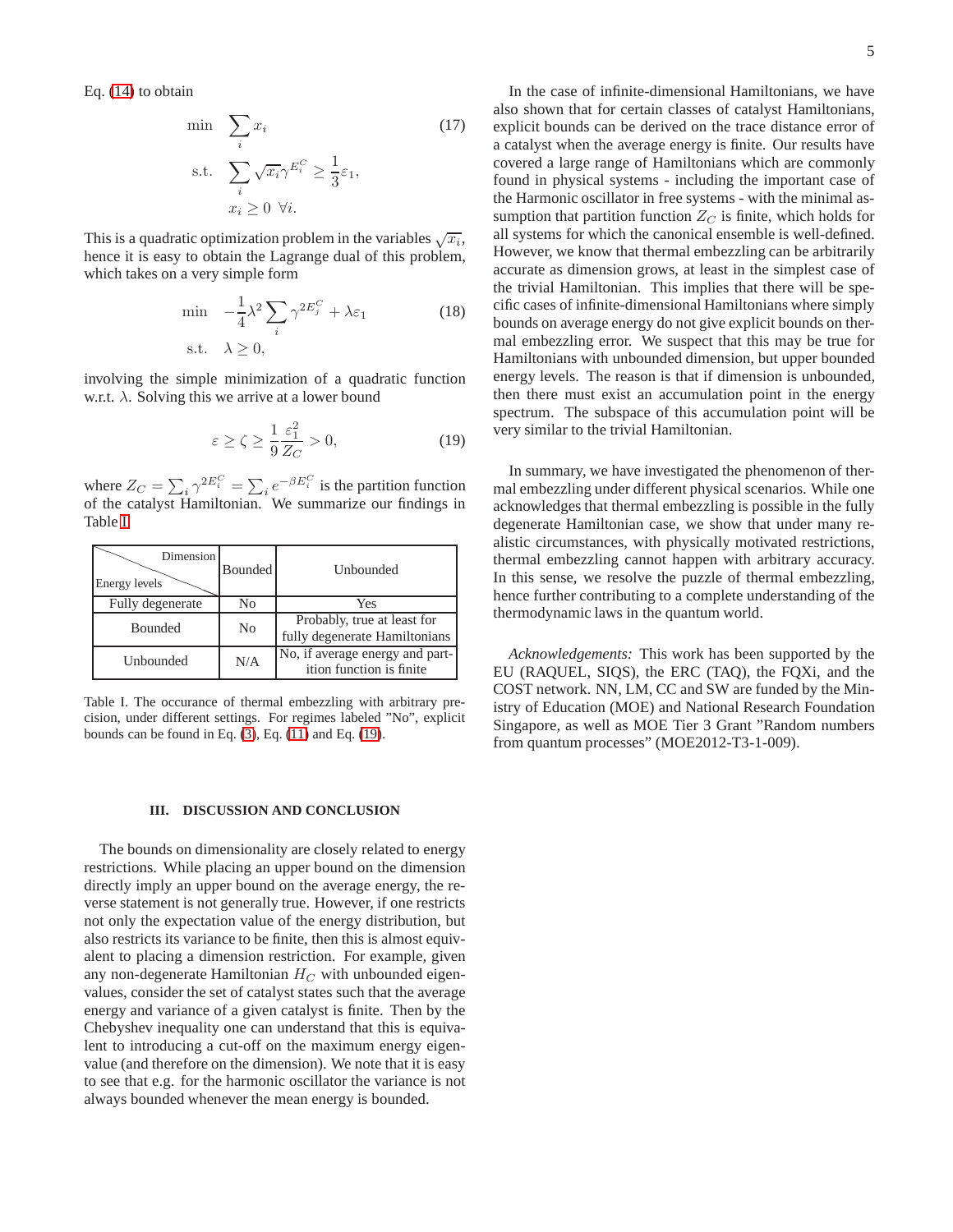Eq. (14) to obtain

$$
\begin{aligned}
\min \quad & \sum_i x_i \\
\text{s.t.} \quad & \sum_i \sqrt{x_i}\gamma^{E_i^C} \geq \frac{1}{3}\varepsilon_1, \\
& x_i \geq 0 \;\; \forall i.
\end{aligned}
\tag{17}
$$

This is a quadratic optimization problem in the variables $\sqrt{x_i}$, hence it is easy to obtain the Lagrange dual of this problem, which takes on a very simple form

$$
\begin{aligned}
\min \quad & -\frac{1}{4}\lambda^2 \sum_i \gamma^{2E_j^C} + \lambda\varepsilon_1 \\
\text{s.t.} \quad & \lambda \geq 0,
\end{aligned}
\tag{18}
$$

involving the simple minimization of a quadratic function w.r.t. $\lambda$. Solving this we arrive at a lower bound

$$
\varepsilon \geq \zeta \geq \frac{1}{9}\frac{\varepsilon_1^2}{Z_C} > 0, \tag{19}
$$

where $Z_C = \sum_i \gamma^{2E_i^C} = \sum_i e^{-\beta E_i^C}$ is the partition function of the catalyst Hamiltonian. We summarize our findings in Table I.

| Energy levels \ Dimension | Bounded | Unbounded |
|---|---|---|
| Fully degenerate | No | Yes |
| Bounded | No | Probably, true at least for fully degenerate Hamiltonians |
| Unbounded | N/A | No, if average energy and partition function is finite |

Table I. The occurance of thermal embezzling with arbitrary precision, under different settings. For regimes labeled "No", explicit bounds can be found in Eq. (3), Eq. (11) and Eq. (19).

## III. DISCUSSION AND CONCLUSION

The bounds on dimensionality are closely related to energy restrictions. While placing an upper bound on the dimension directly imply an upper bound on the average energy, the reverse statement is not generally true. However, if one restricts not only the expectation value of the energy distribution, but also restricts its variance to be finite, then this is almost equivalent to placing a dimension restriction. For example, given any non-degenerate Hamiltonian $H_C$ with unbounded eigenvalues, consider the set of catalyst states such that the average energy and variance of a given catalyst is finite. Then by the Chebyshev inequality one can understand that this is equivalent to introducing a cut-off on the maximum energy eigenvalue (and therefore on the dimension). We note that it is easy to see that e.g. for the harmonic oscillator the variance is not always bounded whenever the mean energy is bounded.

In the case of infinite-dimensional Hamiltonians, we have also shown that for certain classes of catalyst Hamiltonians, explicit bounds can be derived on the trace distance error of a catalyst when the average energy is finite. Our results have covered a large range of Hamiltonians which are commonly found in physical systems - including the important case of the Harmonic oscillator in free systems - with the minimal assumption that partition function $Z_C$ is finite, which holds for all systems for which the canonical ensemble is well-defined. However, we know that thermal embezzling can be arbitrarily accurate as dimension grows, at least in the simplest case of the trivial Hamiltonian. This implies that there will be specific cases of infinite-dimensional Hamiltonians where simply bounds on average energy do not give explicit bounds on thermal embezzling error. We suspect that this may be true for Hamiltonians with unbounded dimension, but upper bounded energy levels. The reason is that if dimension is unbounded, then there must exist an accumulation point in the energy spectrum. The subspace of this accumulation point will be very similar to the trivial Hamiltonian.

In summary, we have investigated the phenomenon of thermal embezzling under different physical scenarios. While one acknowledges that thermal embezzling is possible in the fully degenerate Hamiltonian case, we show that under many realistic circumstances, with physically motivated restrictions, thermal embezzling cannot happen with arbitrary accuracy. In this sense, we resolve the puzzle of thermal embezzling, hence further contributing to a complete understanding of the thermodynamic laws in the quantum world.

*Acknowledgements:* This work has been supported by the EU (RAQUEL, SIQS), the ERC (TAQ), the FQXi, and the COST network. NN, LM, CC and SW are funded by the Ministry of Education (MOE) and National Research Foundation Singapore, as well as MOE Tier 3 Grant "Random numbers from quantum processes" (MOE2012-T3-1-009).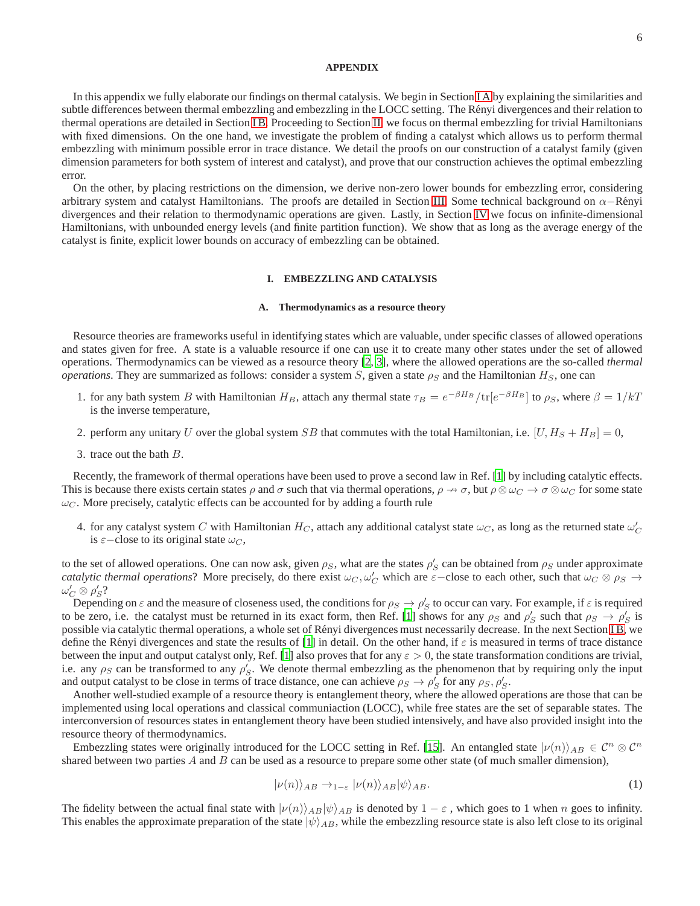## APPENDIX

In this appendix we fully elaborate our findings on thermal catalysis. We begin in Section I A by explaining the similarities and subtle differences between thermal embezzling and embezzling in the LOCC setting. The Rényi divergences and their relation to thermal operations are detailed in Section I B. Proceeding to Section II, we focus on thermal embezzling for trivial Hamiltonians with fixed dimensions. On the one hand, we investigate the problem of finding a catalyst which allows us to perform thermal embezzling with minimum possible error in trace distance. We detail the proofs on our construction of a catalyst family (given dimension parameters for both system of interest and catalyst), and prove that our construction achieves the optimal embezzling error.

On the other, by placing restrictions on the dimension, we derive non-zero lower bounds for embezzling error, considering arbitrary system and catalyst Hamiltonians. The proofs are detailed in Section III. Some technical background on $\alpha-$Rényi divergences and their relation to thermodynamic operations are given. Lastly, in Section IV we focus on infinite-dimensional Hamiltonians, with unbounded energy levels (and finite partition function). We show that as long as the average energy of the catalyst is finite, explicit lower bounds on accuracy of embezzling can be obtained.

## I. EMBEZZLING AND CATALYSIS

### A. Thermodynamics as a resource theory

Resource theories are frameworks useful in identifying states which are valuable, under specific classes of allowed operations and states given for free. A state is a valuable resource if one can use it to create many other states under the set of allowed operations. Thermodynamics can be viewed as a resource theory [2, 3], where the allowed operations are the so-called *thermal operations*. They are summarized as follows: consider a system $S$, given a state $\rho_S$ and the Hamiltonian $H_S$, one can

1. for any bath system $B$ with Hamiltonian $H_B$, attach any thermal state $\tau_B = e^{-\beta H_B}/\mathrm{tr}[e^{-\beta H_B}]$ to $\rho_S$, where $\beta = 1/kT$ is the inverse temperature,
2. perform any unitary $U$ over the global system $SB$ that commutes with the total Hamiltonian, i.e. $[U, H_S + H_B] = 0$,
3. trace out the bath $B$.

Recently, the framework of thermal operations have been used to prove a second law in Ref. [1] by including catalytic effects. This is because there exists certain states $\rho$ and $\sigma$ such that via thermal operations, $\rho \nrightarrow \sigma$, but $\rho \otimes \omega_C \rightarrow \sigma \otimes \omega_C$ for some state $\omega_C$. More precisely, catalytic effects can be accounted for by adding a fourth rule

4. for any catalyst system $C$ with Hamiltonian $H_C$, attach any additional catalyst state $\omega_C$, as long as the returned state $\omega'_C$ is $\varepsilon-$close to its original state $\omega_C$,

to the set of allowed operations. One can now ask, given $\rho_S$, what are the states $\rho'_S$ can be obtained from $\rho_S$ under approximate *catalytic thermal operations*? More precisely, do there exist $\omega_C, \omega'_C$ which are $\varepsilon-$close to each other, such that $\omega_C \otimes \rho_S \rightarrow \omega'_C \otimes \rho'_S$?

Depending on $\varepsilon$ and the measure of closeness used, the conditions for $\rho_S \rightarrow \rho'_S$ to occur can vary. For example, if $\varepsilon$ is required to be zero, i.e. the catalyst must be returned in its exact form, then Ref. [1] shows for any $\rho_S$ and $\rho'_S$ such that $\rho_S \rightarrow \rho'_S$ is possible via catalytic thermal operations, a whole set of Rényi divergences must necessarily decrease. In the next Section I B, we define the Rényi divergences and state the results of [1] in detail. On the other hand, if $\varepsilon$ is measured in terms of trace distance between the input and output catalyst only, Ref. [1] also proves that for any $\varepsilon > 0$, the state transformation conditions are trivial, i.e. any $\rho_S$ can be transformed to any $\rho'_S$. We denote thermal embezzling as the phenomenon that by requiring only the input and output catalyst to be close in terms of trace distance, one can achieve $\rho_S \rightarrow \rho'_S$ for any $\rho_S, \rho'_S$.

Another well-studied example of a resource theory is entanglement theory, where the allowed operations are those that can be implemented using local operations and classical communiaction (LOCC), while free states are the set of separable states. The interconversion of resources states in entanglement theory have been studied intensively, and have also provided insight into the resource theory of thermodynamics.

Embezzling states were originally introduced for the LOCC setting in Ref. [15]. An entangled state $|\nu(n)\rangle_{AB} \in \mathcal{C}^n \otimes \mathcal{C}^n$ shared between two parties $A$ and $B$ can be used as a resource to prepare some other state (of much smaller dimension),

$$|\nu(n)\rangle_{AB} \rightarrow_{1-\varepsilon} |\nu(n)\rangle_{AB} |\psi\rangle_{AB}. \tag{1}$$

The fidelity between the actual final state with $|\nu(n)\rangle_{AB}|\psi\rangle_{AB}$ is denoted by $1 - \varepsilon$ , which goes to 1 when $n$ goes to infinity. This enables the approximate preparation of the state $|\psi\rangle_{AB}$, while the embezzling resource state is also left close to its original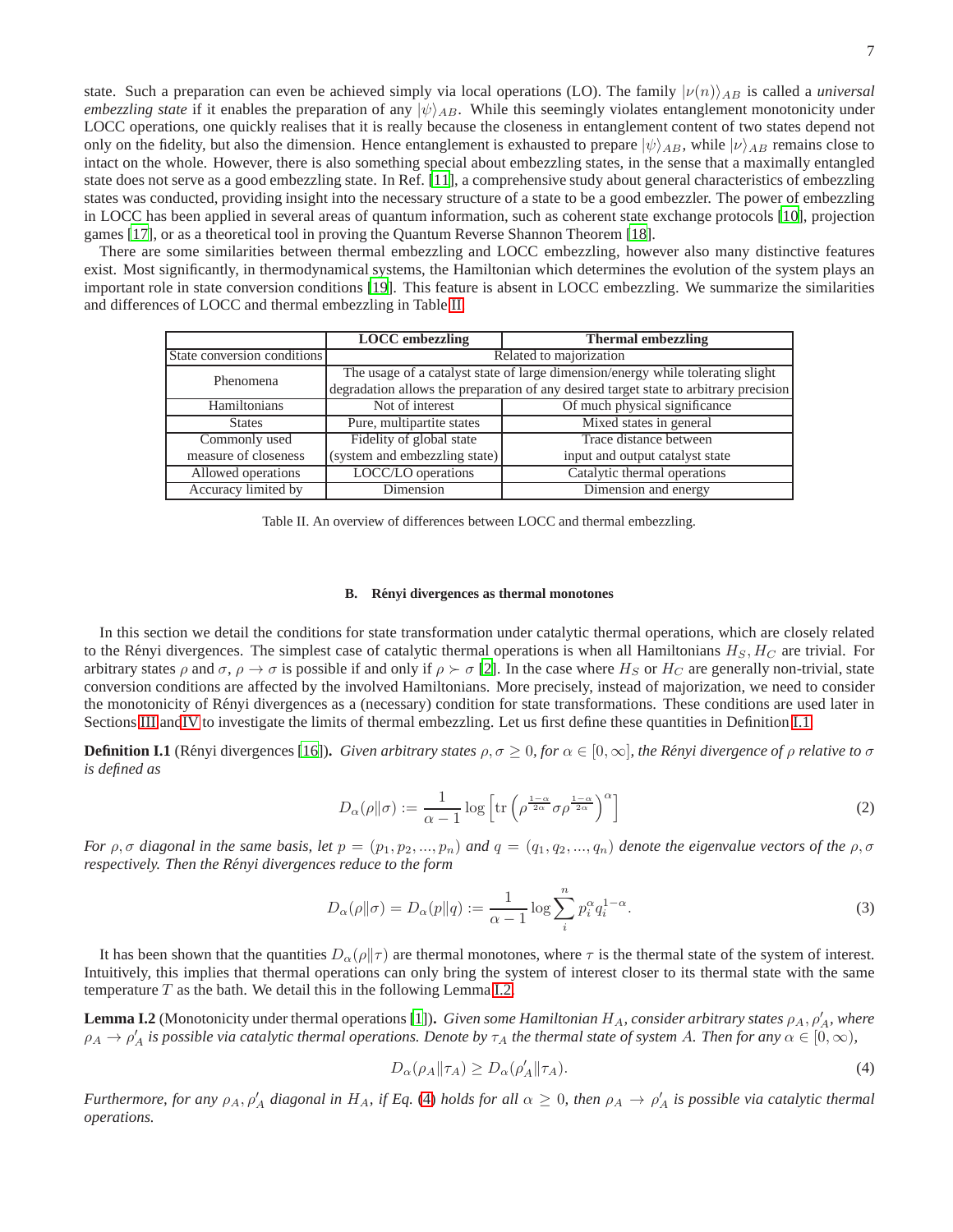state. Such a preparation can even be achieved simply via local operations (LO). The family $|\nu(n)\rangle_{AB}$ is called a *universal embezzling state* if it enables the preparation of any $|\psi\rangle_{AB}$. While this seemingly violates entanglement monotonicity under LOCC operations, one quickly realises that it is really because the closeness in entanglement content of two states depend not only on the fidelity, but also the dimension. Hence entanglement is exhausted to prepare $|\psi\rangle_{AB}$, while $|\nu\rangle_{AB}$ remains close to intact on the whole. However, there is also something special about embezzling states, in the sense that a maximally entangled state does not serve as a good embezzling state. In Ref. [11], a comprehensive study about general characteristics of embezzling states was conducted, providing insight into the necessary structure of a state to be a good embezzler. The power of embezzling in LOCC has been applied in several areas of quantum information, such as coherent state exchange protocols [10], projection games [17], or as a theoretical tool in proving the Quantum Reverse Shannon Theorem [18].

There are some similarities between thermal embezzling and LOCC embezzling, however also many distinctive features exist. Most significantly, in thermodynamical systems, the Hamiltonian which determines the evolution of the system plays an important role in state conversion conditions [19]. This feature is absent in LOCC embezzling. We summarize the similarities and differences of LOCC and thermal embezzling in Table II.

| | **LOCC embezzling** | **Thermal embezzling** |
|---|---|---|
| State conversion conditions | Related to majorization | |
| Phenomena | The usage of a catalyst state of large dimension/energy while tolerating slight degradation allows the preparation of any desired target state to arbitrary precision | |
| Hamiltonians | Not of interest | Of much physical significance |
| States | Pure, multipartite states | Mixed states in general |
| Commonly used measure of closeness | Fidelity of global state (system and embezzling state) | Trace distance between input and output catalyst state |
| Allowed operations | LOCC/LO operations | Catalytic thermal operations |
| Accuracy limited by | Dimension | Dimension and energy |

Table II. An overview of differences between LOCC and thermal embezzling.

### B. Rényi divergences as thermal monotones

In this section we detail the conditions for state transformation under catalytic thermal operations, which are closely related to the Rényi divergences. The simplest case of catalytic thermal operations is when all Hamiltonians $H_S, H_C$ are trivial. For arbitrary states $\rho$ and $\sigma$, $\rho \to \sigma$ is possible if and only if $\rho \succ \sigma$ [2]. In the case where $H_S$ or $H_C$ are generally non-trivial, state conversion conditions are affected by the involved Hamiltonians. More precisely, instead of majorization, we need to consider the monotonicity of Rényi divergences as a (necessary) condition for state transformations. These conditions are used later in Sections III and IV to investigate the limits of thermal embezzling. Let us first define these quantities in Definition I.1.

**Definition I.1** (Rényi divergences [16]). *Given arbitrary states $\rho, \sigma \geq 0$, for $\alpha \in [0, \infty]$, the Rényi divergence of $\rho$ relative to $\sigma$ is defined as*

$$D_\alpha(\rho\|\sigma) := \frac{1}{\alpha - 1} \log \left[ \mathrm{tr} \left( \rho^{\frac{1-\alpha}{2\alpha}} \sigma \rho^{\frac{1-\alpha}{2\alpha}} \right)^\alpha \right] \tag{2}$$

*For $\rho, \sigma$ diagonal in the same basis, let $p = (p_1, p_2, ..., p_n)$ and $q = (q_1, q_2, ..., q_n)$ denote the eigenvalue vectors of the $\rho, \sigma$ respectively. Then the Rényi divergences reduce to the form*

$$D_\alpha(\rho\|\sigma) = D_\alpha(p\|q) := \frac{1}{\alpha - 1} \log \sum_i^n p_i^\alpha q_i^{1-\alpha}. \tag{3}$$

It has been shown that the quantities $D_\alpha(\rho\|\tau)$ are thermal monotones, where $\tau$ is the thermal state of the system of interest. Intuitively, this implies that thermal operations can only bring the system of interest closer to its thermal state with the same temperature $T$ as the bath. We detail this in the following Lemma I.2.

**Lemma I.2** (Monotonicity under thermal operations [1]). *Given some Hamiltonian $H_A$, consider arbitrary states $\rho_A, \rho'_A$, where $\rho_A \to \rho'_A$ is possible via catalytic thermal operations. Denote by $\tau_A$ the thermal state of system $A$. Then for any $\alpha \in [0, \infty)$,*

$$D_\alpha(\rho_A\|\tau_A) \geq D_\alpha(\rho'_A\|\tau_A). \tag{4}$$

*Furthermore, for any $\rho_A, \rho'_A$ diagonal in $H_A$, if Eq. (4) holds for all $\alpha \geq 0$, then $\rho_A \to \rho'_A$ is possible via catalytic thermal operations.*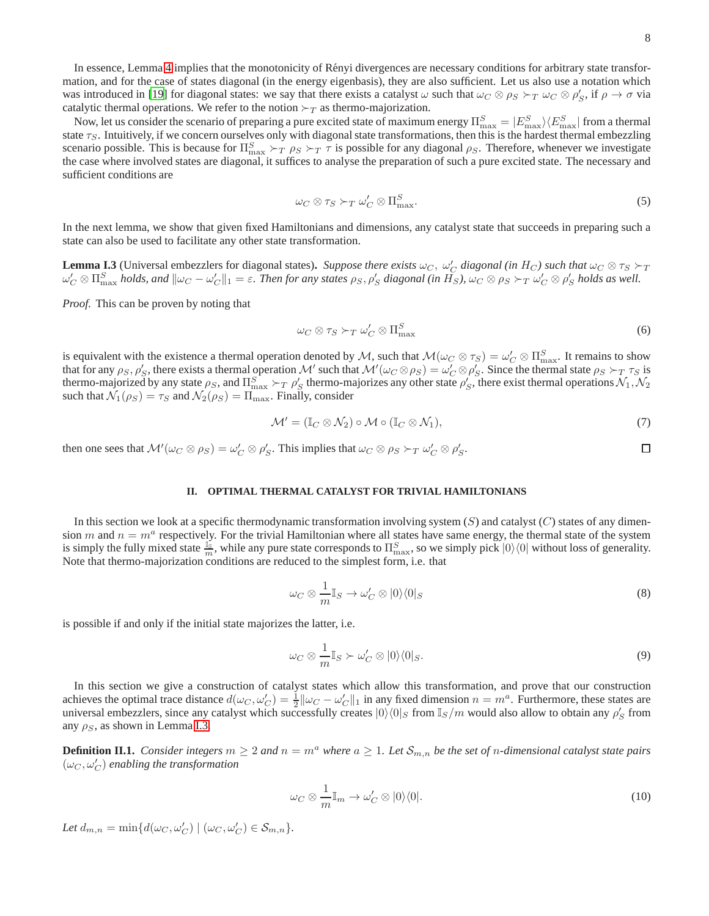In essence, Lemma 4 implies that the monotonicity of Rényi divergences are necessary conditions for arbitrary state transformation, and for the case of states diagonal (in the energy eigenbasis), they are also sufficient. Let us also use a notation which was introduced in [19] for diagonal states: we say that there exists a catalyst $\omega$ such that $\omega_C \otimes \rho_S \succ_T \omega_C \otimes \rho'_S$, if $\rho \to \sigma$ via catalytic thermal operations. We refer to the notion $\succ_T$ as thermo-majorization.

Now, let us consider the scenario of preparing a pure excited state of maximum energy $\Pi^S_{\max} = |E^S_{\max}\rangle\langle E^S_{\max}|$ from a thermal state $\tau_S$. Intuitively, if we concern ourselves only with diagonal state transformations, then this is the hardest thermal embezzling scenario possible. This is because for $\Pi^S_{\max} \succ_T \rho_S \succ_T \tau$ is possible for any diagonal $\rho_S$. Therefore, whenever we investigate the case where involved states are diagonal, it suffices to analyse the preparation of such a pure excited state. The necessary and sufficient conditions are

$$\omega_C \otimes \tau_S \succ_T \omega'_C \otimes \Pi^S_{\max}. \tag{5}$$

In the next lemma, we show that given fixed Hamiltonians and dimensions, any catalyst state that succeeds in preparing such a state can also be used to facilitate any other state transformation.

**Lemma I.3** (Universal embezzlers for diagonal states)**.** *Suppose there exists $\omega_C,\ \omega'_C$ diagonal (in $H_C$) such that $\omega_C \otimes \tau_S \succ_T \omega'_C \otimes \Pi^S_{\max}$ holds, and $\|\omega_C - \omega'_C\|_1 = \varepsilon$. Then for any states $\rho_S, \rho'_S$ diagonal (in $H_S$), $\omega_C \otimes \rho_S \succ_T \omega'_C \otimes \rho'_S$ holds as well.*

*Proof.* This can be proven by noting that

$$\omega_C \otimes \tau_S \succ_T \omega'_C \otimes \Pi^S_{\max} \tag{6}$$

is equivalent with the existence a thermal operation denoted by $\mathcal{M}$, such that $\mathcal{M}(\omega_C \otimes \tau_S) = \omega'_C \otimes \Pi^S_{\max}$. It remains to show that for any $\rho_S, \rho'_S$, there exists a thermal operation $\mathcal{M}'$ such that $\mathcal{M}'(\omega_C \otimes \rho_S) = \omega'_C \otimes \rho'_S$. Since the thermal state $\rho_S \succ_T \tau_S$ is thermo-majorized by any state $\rho_S$, and $\Pi^S_{\max} \succ_T \rho'_S$ thermo-majorizes any other state $\rho'_S$, there exist thermal operations $\mathcal{N}_1, \mathcal{N}_2$ such that $\mathcal{N}_1(\rho_S) = \tau_S$ and $\mathcal{N}_2(\rho_S) = \Pi_{\max}$. Finally, consider

$$\mathcal{M}' = (\mathbb{I}_C \otimes \mathcal{N}_2) \circ \mathcal{M} \circ (\mathbb{I}_C \otimes \mathcal{N}_1), \tag{7}$$

then one sees that $\mathcal{M}'(\omega_C \otimes \rho_S) = \omega'_C \otimes \rho'_S$. This implies that $\omega_C \otimes \rho_S \succ_T \omega'_C \otimes \rho'_S$. $\square$

## II. OPTIMAL THERMAL CATALYST FOR TRIVIAL HAMILTONIANS

In this section we look at a specific thermodynamic transformation involving system ($S$) and catalyst ($C$) states of any dimension $m$ and $n = m^a$ respectively. For the trivial Hamiltonian where all states have same energy, the thermal state of the system is simply the fully mixed state $\frac{\mathbb{I}_S}{m}$, while any pure state corresponds to $\Pi^S_{\max}$, so we simply pick $|0\rangle\langle 0|$ without loss of generality. Note that thermo-majorization conditions are reduced to the simplest form, i.e. that

$$\omega_C \otimes \frac{1}{m}\mathbb{I}_S \to \omega'_C \otimes |0\rangle\langle 0|_S \tag{8}$$

is possible if and only if the initial state majorizes the latter, i.e.

$$\omega_C \otimes \frac{1}{m}\mathbb{I}_S \succ \omega'_C \otimes |0\rangle\langle 0|_S. \tag{9}$$

In this section we give a construction of catalyst states which allow this transformation, and prove that our construction achieves the optimal trace distance $d(\omega_C, \omega'_C) = \frac{1}{2}\|\omega_C - \omega'_C\|_1$ in any fixed dimension $n = m^a$. Furthermore, these states are universal embezzlers, since any catalyst which successfully creates $|0\rangle\langle 0|_S$ from $\mathbb{I}_S/m$ would also allow to obtain any $\rho'_S$ from any $\rho_S$, as shown in Lemma I.3.

**Definition II.1.** *Consider integers $m \geq 2$ and $n = m^a$ where $a \geq 1$. Let $\mathcal{S}_{m,n}$ be the set of $n$-dimensional catalyst state pairs $(\omega_C, \omega'_C)$ enabling the transformation*

$$\omega_C \otimes \frac{1}{m}\mathbb{I}_m \to \omega'_C \otimes |0\rangle\langle 0|. \tag{10}$$

*Let $d_{m,n} = \min\{d(\omega_C, \omega'_C) \mid (\omega_C, \omega'_C) \in \mathcal{S}_{m,n}\}$.*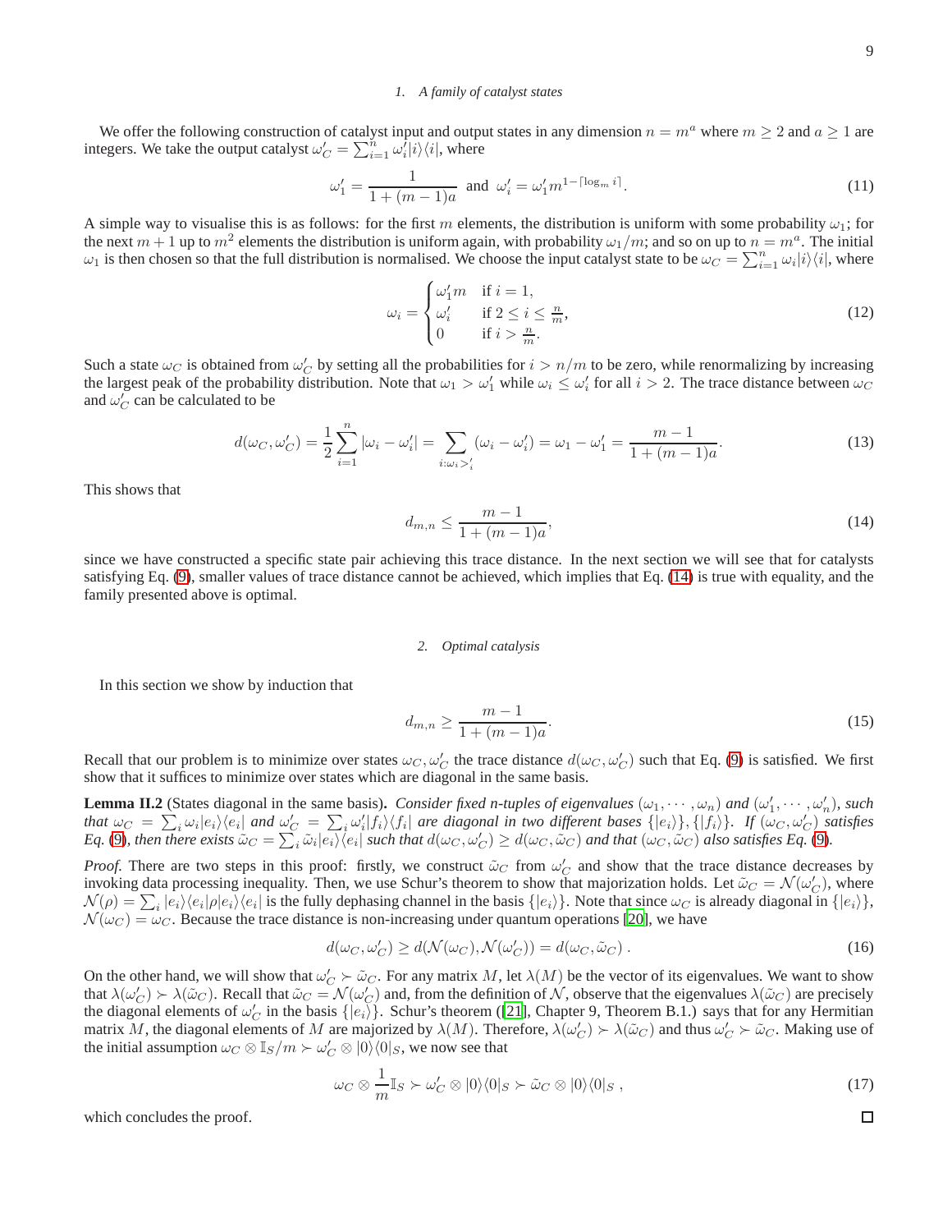#### 1. A family of catalyst states

We offer the following construction of catalyst input and output states in any dimension $n = m^a$ where $m \geq 2$ and $a \geq 1$ are integers. We take the output catalyst $\omega'_C = \sum_{i=1}^n \omega'_i |i\rangle\langle i|$, where

$$\omega'_1 = \frac{1}{1+(m-1)a} \text{ and } \omega'_i = \omega'_1 m^{1-\lceil \log_m i \rceil}. \tag{11}$$

A simple way to visualise this is as follows: for the first $m$ elements, the distribution is uniform with some probability $\omega_1$; for the next $m+1$ up to $m^2$ elements the distribution is uniform again, with probability $\omega_1/m$; and so on up to $n = m^a$. The initial $\omega_1$ is then chosen so that the full distribution is normalised. We choose the input catalyst state to be $\omega_C = \sum_{i=1}^n \omega_i |i\rangle\langle i|$, where

$$\omega_i = \begin{cases} \omega'_1 m & \text{if } i = 1, \\ \omega'_i & \text{if } 2 \leq i \leq \frac{n}{m}, \\ 0 & \text{if } i > \frac{n}{m}. \end{cases} \tag{12}$$

Such a state $\omega_C$ is obtained from $\omega'_C$ by setting all the probabilities for $i > n/m$ to be zero, while renormalizing by increasing the largest peak of the probability distribution. Note that $\omega_1 > \omega'_1$ while $\omega_i \leq \omega'_i$ for all $i > 2$. The trace distance between $\omega_C$ and $\omega'_C$ can be calculated to be

$$d(\omega_C, \omega'_C) = \frac{1}{2}\sum_{i=1}^n |\omega_i - \omega'_i| = \sum_{i:\omega_i >'_i} (\omega_i - \omega'_i) = \omega_1 - \omega'_1 = \frac{m-1}{1+(m-1)a}. \tag{13}$$

This shows that

$$d_{m,n} \leq \frac{m-1}{1+(m-1)a}, \tag{14}$$

since we have constructed a specific state pair achieving this trace distance. In the next section we will see that for catalysts satisfying Eq. (9), smaller values of trace distance cannot be achieved, which implies that Eq. (14) is true with equality, and the family presented above is optimal.

#### 2. Optimal catalysis

In this section we show by induction that

$$d_{m,n} \geq \frac{m-1}{1+(m-1)a}. \tag{15}$$

Recall that our problem is to minimize over states $\omega_C, \omega'_C$ the trace distance $d(\omega_C, \omega'_C)$ such that Eq. (9) is satisfied. We first show that it suffices to minimize over states which are diagonal in the same basis.

**Lemma II.2** (States diagonal in the same basis)**.** *Consider fixed n-tuples of eigenvalues $(\omega_1, \cdots, \omega_n)$ and $(\omega'_1, \cdots, \omega'_n)$, such that $\omega_C = \sum_i \omega_i |e_i\rangle\langle e_i|$ and $\omega'_C = \sum_i \omega'_i |f_i\rangle\langle f_i|$ are diagonal in two different bases $\{|e_i\rangle\}, \{|f_i\rangle\}$. If $(\omega_C, \omega'_C)$ satisfies Eq. (9), then there exists $\tilde{\omega}_C = \sum_i \tilde{\omega}_i |e_i\rangle\langle e_i|$ such that $d(\omega_C, \omega'_C) \geq d(\omega_C, \tilde{\omega}_C)$ and that $(\omega_C, \tilde{\omega}_C)$ also satisfies Eq. (9).*

*Proof.* There are two steps in this proof: firstly, we construct $\tilde{\omega}_C$ from $\omega'_C$ and show that the trace distance decreases by invoking data processing inequality. Then, we use Schur's theorem to show that majorization holds. Let $\tilde{\omega}_C = \mathcal{N}(\omega'_C)$, where $\mathcal{N}(\rho) = \sum_i |e_i\rangle\langle e_i|\rho|e_i\rangle\langle e_i|$ is the fully dephasing channel in the basis $\{|e_i\rangle\}$. Note that since $\omega_C$ is already diagonal in $\{|e_i\rangle\}$, $\mathcal{N}(\omega_C) = \omega_C$. Because the trace distance is non-increasing under quantum operations [20], we have

$$d(\omega_C, \omega'_C) \geq d(\mathcal{N}(\omega_C), \mathcal{N}(\omega'_C)) = d(\omega_C, \tilde{\omega}_C) \,. \tag{16}$$

On the other hand, we will show that $\omega'_C \succ \tilde{\omega}_C$. For any matrix $M$, let $\lambda(M)$ be the vector of its eigenvalues. We want to show that $\lambda(\omega'_C) \succ \lambda(\tilde{\omega}_C)$. Recall that $\tilde{\omega}_C = \mathcal{N}(\omega'_C)$ and, from the definition of $\mathcal{N}$, observe that the eigenvalues $\lambda(\tilde{\omega}_C)$ are precisely the diagonal elements of $\omega'_C$ in the basis $\{|e_i\rangle\}$. Schur's theorem ([21], Chapter 9, Theorem B.1.) says that for any Hermitian matrix $M$, the diagonal elements of $M$ are majorized by $\lambda(M)$. Therefore, $\lambda(\omega'_C) \succ \lambda(\tilde{\omega}_C)$ and thus $\omega'_C \succ \tilde{\omega}_C$. Making use of the initial assumption $\omega_C \otimes \mathbb{I}_S/m \succ \omega'_C \otimes |0\rangle\langle 0|_S$, we now see that

$$\omega_C \otimes \frac{1}{m}\mathbb{I}_S \succ \omega'_C \otimes |0\rangle\langle 0|_S \succ \tilde{\omega}_C \otimes |0\rangle\langle 0|_S \,, \tag{17}$$

which concludes the proof. □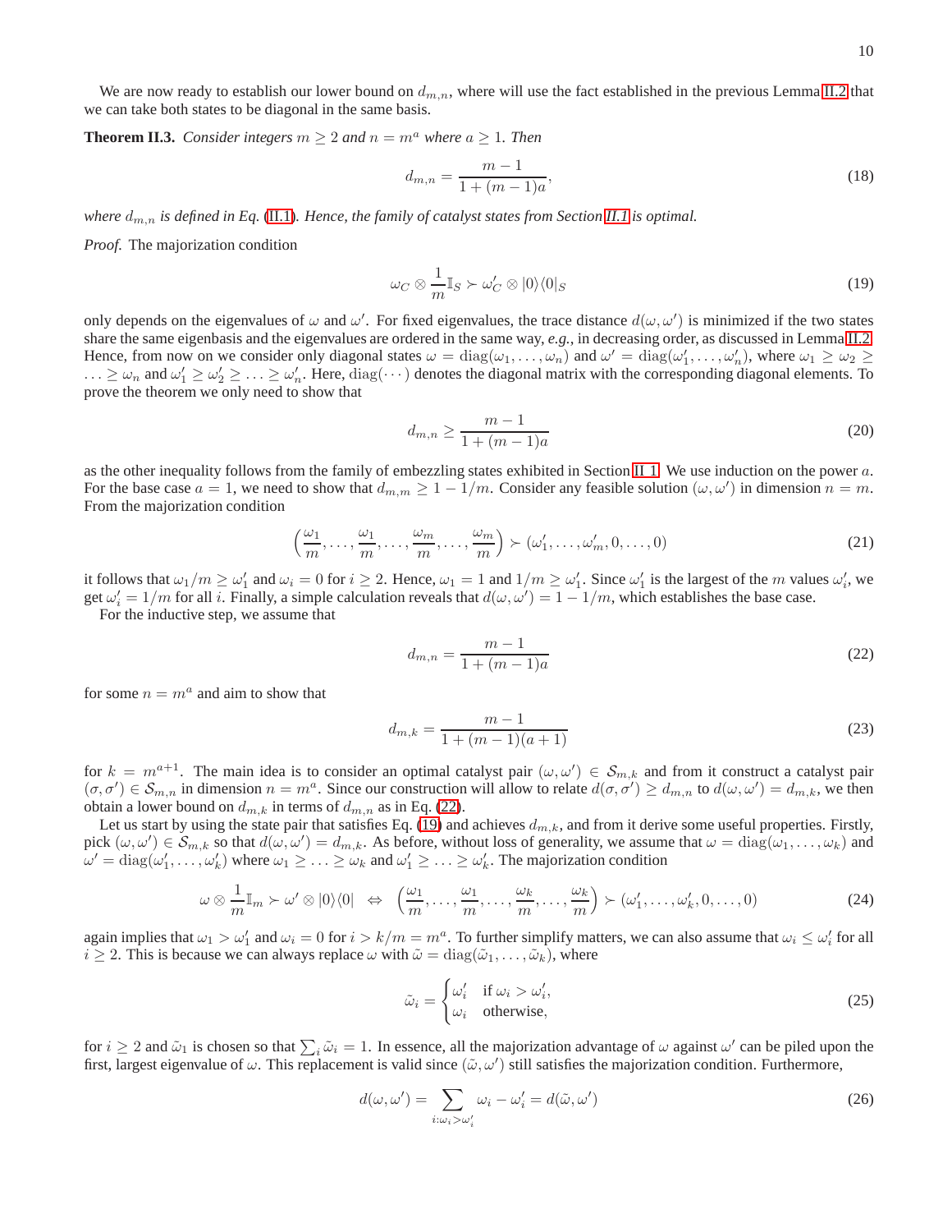We are now ready to establish our lower bound on $d_{m,n}$, where will use the fact established in the previous Lemma II.2 that we can take both states to be diagonal in the same basis.

**Theorem II.3.** *Consider integers $m \geq 2$ and $n = m^a$ where $a \geq 1$. Then*

$$d_{m,n} = \frac{m-1}{1+(m-1)a}, \tag{18}$$

*where $d_{m,n}$ is defined in Eq. (II.1). Hence, the family of catalyst states from Section II.1 is optimal.*

*Proof.* The majorization condition

$$\omega_C \otimes \frac{1}{m}\mathbb{I}_S \succ \omega'_C \otimes |0\rangle\langle 0|_S \tag{19}$$

only depends on the eigenvalues of $\omega$ and $\omega'$. For fixed eigenvalues, the trace distance $d(\omega, \omega')$ is minimized if the two states share the same eigenbasis and the eigenvalues are ordered in the same way, *e.g.*, in decreasing order, as discussed in Lemma II.2. Hence, from now on we consider only diagonal states $\omega = \mathrm{diag}(\omega_1, \ldots, \omega_n)$ and $\omega' = \mathrm{diag}(\omega'_1, \ldots, \omega'_n)$, where $\omega_1 \geq \omega_2 \geq \ldots \geq \omega_n$ and $\omega'_1 \geq \omega'_2 \geq \ldots \geq \omega'_n$. Here, $\mathrm{diag}(\cdots)$ denotes the diagonal matrix with the corresponding diagonal elements. To prove the theorem we only need to show that

$$d_{m,n} \geq \frac{m-1}{1+(m-1)a} \tag{20}$$

as the other inequality follows from the family of embezzling states exhibited in Section II.1. We use induction on the power $a$. For the base case $a = 1$, we need to show that $d_{m,m} \geq 1 - 1/m$. Consider any feasible solution $(\omega, \omega')$ in dimension $n = m$. From the majorization condition

$$\left(\frac{\omega_1}{m}, \ldots, \frac{\omega_1}{m}, \ldots, \frac{\omega_m}{m}, \ldots, \frac{\omega_m}{m}\right) \succ (\omega'_1, \ldots, \omega'_m, 0, \ldots, 0) \tag{21}$$

it follows that $\omega_1/m \geq \omega'_1$ and $\omega_i = 0$ for $i \geq 2$. Hence, $\omega_1 = 1$ and $1/m \geq \omega'_1$. Since $\omega'_1$ is the largest of the $m$ values $\omega'_i$, we get $\omega'_i = 1/m$ for all $i$. Finally, a simple calculation reveals that $d(\omega, \omega') = 1 - 1/m$, which establishes the base case.

For the inductive step, we assume that

$$d_{m,n} = \frac{m-1}{1+(m-1)a} \tag{22}$$

for some $n = m^a$ and aim to show that

$$d_{m,k} = \frac{m-1}{1+(m-1)(a+1)} \tag{23}$$

for $k = m^{a+1}$. The main idea is to consider an optimal catalyst pair $(\omega, \omega') \in \mathcal{S}_{m,k}$ and from it construct a catalyst pair $(\sigma, \sigma') \in \mathcal{S}_{m,n}$ in dimension $n = m^a$. Since our construction will allow to relate $d(\sigma, \sigma') \geq d_{m,n}$ to $d(\omega, \omega') = d_{m,k}$, we then obtain a lower bound on $d_{m,k}$ in terms of $d_{m,n}$ as in Eq. (22).

Let us start by using the state pair that satisfies Eq. (19) and achieves $d_{m,k}$, and from it derive some useful properties. Firstly, pick $(\omega, \omega') \in \mathcal{S}_{m,k}$ so that $d(\omega, \omega') = d_{m,k}$. As before, without loss of generality, we assume that $\omega = \mathrm{diag}(\omega_1, \ldots, \omega_k)$ and $\omega' = \mathrm{diag}(\omega'_1, \ldots, \omega'_k)$ where $\omega_1 \geq \ldots \geq \omega_k$ and $\omega'_1 \geq \ldots \geq \omega'_k$. The majorization condition

$$\omega \otimes \frac{1}{m}\mathbb{I}_m \succ \omega' \otimes |0\rangle\langle 0| \;\;\Leftrightarrow\;\; \left(\frac{\omega_1}{m}, \ldots, \frac{\omega_1}{m}, \ldots, \frac{\omega_k}{m}, \ldots, \frac{\omega_k}{m}\right) \succ (\omega'_1, \ldots, \omega'_k, 0, \ldots, 0) \tag{24}$$

again implies that $\omega_1 > \omega'_1$ and $\omega_i = 0$ for $i > k/m = m^a$. To further simplify matters, we can also assume that $\omega_i \leq \omega'_i$ for all $i \geq 2$. This is because we can always replace $\omega$ with $\tilde{\omega} = \mathrm{diag}(\tilde{\omega}_1, \ldots, \tilde{\omega}_k)$, where

$$\tilde{\omega}_i = \begin{cases} \omega'_i & \text{if } \omega_i > \omega'_i, \\ \omega_i & \text{otherwise,} \end{cases} \tag{25}$$

for $i \geq 2$ and $\tilde{\omega}_1$ is chosen so that $\sum_i \tilde{\omega}_i = 1$. In essence, all the majorization advantage of $\omega$ against $\omega'$ can be piled upon the first, largest eigenvalue of $\omega$. This replacement is valid since $(\tilde{\omega}, \omega')$ still satisfies the majorization condition. Furthermore,

$$d(\omega, \omega') = \sum_{i:\omega_i > \omega'_i} \omega_i - \omega'_i = d(\tilde{\omega}, \omega') \tag{26}$$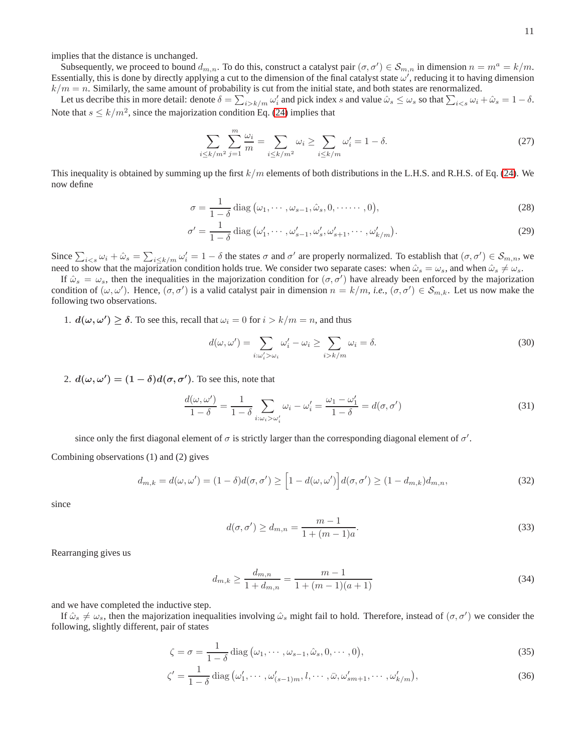implies that the distance is unchanged.

Subsequently, we proceed to bound $d_{m,n}$. To do this, construct a catalyst pair $(\sigma, \sigma') \in \mathcal{S}_{m,n}$ in dimension $n = m^a = k/m$. Essentially, this is done by directly applying a cut to the dimension of the final catalyst state $\omega'$, reducing it to having dimension $k/m = n$. Similarly, the same amount of probability is cut from the initial state, and both states are renormalized.

Let us decribe this in more detail: denote $\delta = \sum_{i>k/m} \omega'_i$ and pick index $s$ and value $\hat{\omega}_s \leq \omega_s$ so that $\sum_{i<s} \omega_i + \hat{\omega}_s = 1 - \delta$. Note that $s \leq k/m^2$, since the majorization condition Eq. (24) implies that

$$\sum_{i \leq k/m^2} \sum_{j=1}^{m} \frac{\omega_i}{m} = \sum_{i \leq k/m^2} \omega_i \geq \sum_{i \leq k/m} \omega'_i = 1 - \delta. \tag{27}$$

This inequality is obtained by summing up the first $k/m$ elements of both distributions in the L.H.S. and R.H.S. of Eq. (24). We now define

$$\sigma = \frac{1}{1-\delta} \operatorname{diag}\left(\omega_1, \cdots, \omega_{s-1}, \hat{\omega}_s, 0, \cdots\cdots, 0\right), \tag{28}$$

$$\sigma' = \frac{1}{1-\delta} \operatorname{diag}\left(\omega'_1, \cdots, \omega'_{s-1}, \omega'_s, \omega'_{s+1}, \cdots, \omega'_{k/m}\right). \tag{29}$$

Since $\sum_{i<s} \omega_i + \hat{\omega}_s = \sum_{i \leq k/m} \omega'_i = 1 - \delta$ the states $\sigma$ and $\sigma'$ are properly normalized. To establish that $(\sigma, \sigma') \in \mathcal{S}_{m,n}$, we need to show that the majorization condition holds true. We consider two separate cases: when $\hat{\omega}_s = \omega_s$, and when $\hat{\omega}_s \neq \omega_s$.

If $\hat{\omega}_s = \omega_s$, then the inequalities in the majorization condition for $(\sigma, \sigma')$ have already been enforced by the majorization condition of $(\omega, \omega')$. Hence, $(\sigma, \sigma')$ is a valid catalyst pair in dimension $n = k/m$, *i.e.*, $(\sigma, \sigma') \in \mathcal{S}_{m,k}$. Let us now make the following two observations.

1. $\boldsymbol{d(\omega, \omega') \geq \delta}$. To see this, recall that $\omega_i = 0$ for $i > k/m = n$, and thus

$$d(\omega, \omega') = \sum_{i:\omega'_i > \omega_i} \omega'_i - \omega_i \geq \sum_{i>k/m} \omega_i = \delta. \tag{30}$$

2. $\boldsymbol{d(\omega, \omega') = (1-\delta) d(\sigma, \sigma')}$. To see this, note that

$$\frac{d(\omega, \omega')}{1-\delta} = \frac{1}{1-\delta} \sum_{i:\omega_i > \omega'_i} \omega_i - \omega'_i = \frac{\omega_1 - \omega'_1}{1-\delta} = d(\sigma, \sigma') \tag{31}$$

   since only the first diagonal element of $\sigma$ is strictly larger than the corresponding diagonal element of $\sigma'$.

Combining observations (1) and (2) gives

$$d_{m,k} = d(\omega, \omega') = (1-\delta) d(\sigma, \sigma') \geq \Big[1 - d(\omega, \omega')\Big] d(\sigma, \sigma') \geq (1 - d_{m,k}) d_{m,n}, \tag{32}$$

since

$$d(\sigma, \sigma') \geq d_{m,n} = \frac{m-1}{1+(m-1)a}. \tag{33}$$

Rearranging gives us

$$d_{m,k} \geq \frac{d_{m,n}}{1+d_{m,n}} = \frac{m-1}{1+(m-1)(a+1)} \tag{34}$$

and we have completed the inductive step.

If $\hat{\omega}_s \neq \omega_s$, then the majorization inequalities involving $\hat{\omega}_s$ might fail to hold. Therefore, instead of $(\sigma, \sigma')$ we consider the following, slightly different, pair of states

$$\zeta = \sigma = \frac{1}{1-\delta} \operatorname{diag}\left(\omega_1, \cdots, \omega_{s-1}, \hat{\omega}_s, 0, \cdots, 0\right), \tag{35}$$

$$\zeta' = \frac{1}{1-\delta} \operatorname{diag}\left(\omega'_1, \cdots, \omega'_{(s-1)m}, l, \cdots, \bar{\omega}, \omega'_{sm+1}, \cdots, \omega'_{k/m}\right), \tag{36}$$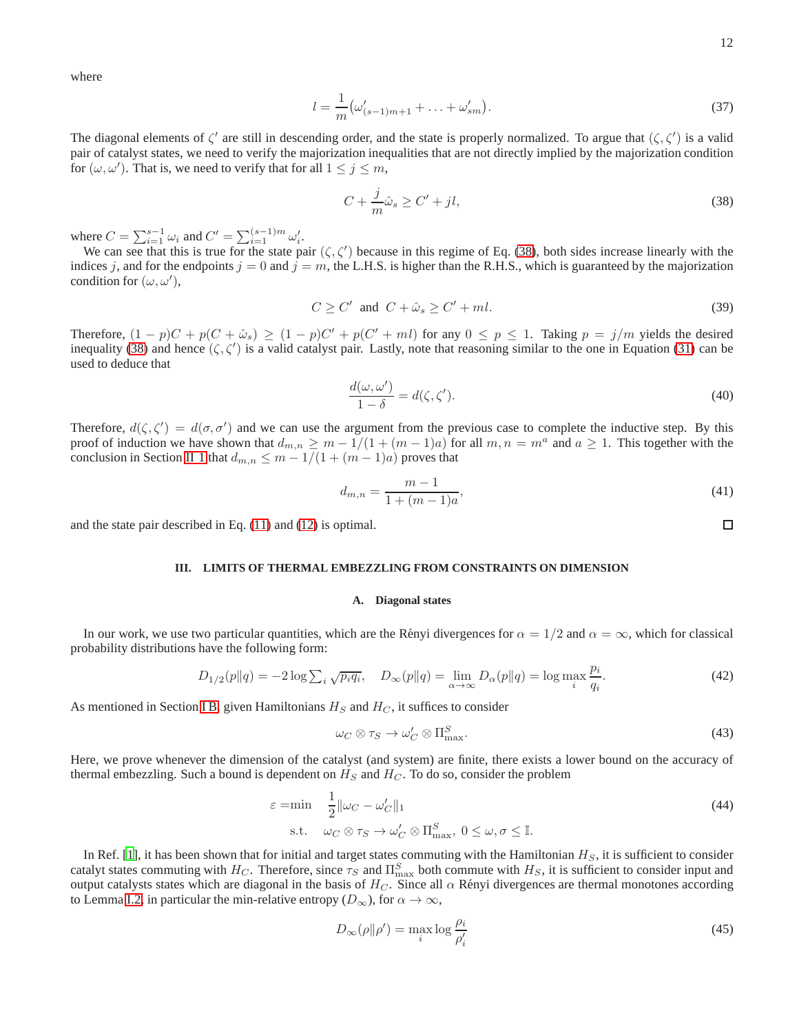where

$$l = \frac{1}{m}\big(\omega'_{(s-1)m+1} + \ldots + \omega'_{sm}\big). \tag{37}$$

The diagonal elements of $\zeta'$ are still in descending order, and the state is properly normalized. To argue that $(\zeta,\zeta')$ is a valid pair of catalyst states, we need to verify the majorization inequalities that are not directly implied by the majorization condition for $(\omega,\omega')$. That is, we need to verify that for all $1 \le j \le m$,

$$C + \frac{j}{m}\hat{\omega}_s \ge C' + jl, \tag{38}$$

where $C = \sum_{i=1}^{s-1}\omega_i$ and $C' = \sum_{i=1}^{(s-1)m}\omega'_i$.

We can see that this is true for the state pair $(\zeta,\zeta')$ because in this regime of Eq. (38), both sides increase linearly with the indices $j$, and for the endpoints $j=0$ and $j=m$, the L.H.S. is higher than the R.H.S., which is guaranteed by the majorization condition for $(\omega,\omega')$,

$$C \ge C' \;\text{ and }\; C + \hat{\omega}_s \ge C' + ml. \tag{39}$$

Therefore, $(1-p)C + p(C+\hat{\omega}_s) \ge (1-p)C' + p(C'+ml)$ for any $0 \le p \le 1$. Taking $p = j/m$ yields the desired inequality (38) and hence $(\zeta,\zeta')$ is a valid catalyst pair. Lastly, note that reasoning similar to the one in Equation (31) can be used to deduce that

$$\frac{d(\omega,\omega')}{1-\delta} = d(\zeta,\zeta'). \tag{40}$$

Therefore, $d(\zeta,\zeta') = d(\sigma,\sigma')$ and we can use the argument from the previous case to complete the inductive step. By this proof of induction we have shown that $d_{m,n} \ge m - 1/(1+(m-1)a)$ for all $m,n = m^a$ and $a \ge 1$. This together with the conclusion in Section II 1 that $d_{m,n} \le m - 1/(1+(m-1)a)$ proves that

$$d_{m,n} = \frac{m-1}{1+(m-1)a}, \tag{41}$$

and the state pair described in Eq. (11) and (12) is optimal. □

## III. LIMITS OF THERMAL EMBEZZLING FROM CONSTRAINTS ON DIMENSION

### A. Diagonal states

In our work, we use two particular quantities, which are the Rényi divergences for $\alpha = 1/2$ and $\alpha = \infty$, which for classical probability distributions have the following form:

$$D_{1/2}(p\|q) = -2\log\sum_i \sqrt{p_i q_i}, \quad D_\infty(p\|q) = \lim_{\alpha\to\infty} D_\alpha(p\|q) = \log\max_i \frac{p_i}{q_i}. \tag{42}$$

As mentioned in Section I B, given Hamiltonians $H_S$ and $H_C$, it suffices to consider

$$\omega_C \otimes \tau_S \to \omega'_C \otimes \Pi^S_{\max}. \tag{43}$$

Here, we prove whenever the dimension of the catalyst (and system) are finite, there exists a lower bound on the accuracy of thermal embezzling. Such a bound is dependent on $H_S$ and $H_C$. To do so, consider the problem

$$\begin{aligned} \varepsilon = \min \quad & \frac{1}{2}\|\omega_C - \omega'_C\|_1 \\ \text{s.t.} \quad & \omega_C \otimes \tau_S \to \omega'_C \otimes \Pi^S_{\max},\; 0 \le \omega,\sigma \le \mathbb{I}. \end{aligned} \tag{44}$$

In Ref. [1], it has been shown that for initial and target states commuting with the Hamiltonian $H_S$, it is sufficient to consider catalyt states commuting with $H_C$. Therefore, since $\tau_S$ and $\Pi^S_{\max}$ both commute with $H_S$, it is sufficient to consider input and output catalysts states which are diagonal in the basis of $H_C$. Since all $\alpha$ Rényi divergences are thermal monotones according to Lemma I.2, in particular the min-relative entropy ($D_\infty$), for $\alpha \to \infty$,

$$D_\infty(\rho\|\rho') = \max_i \log\frac{\rho_i}{\rho'_i} \tag{45}$$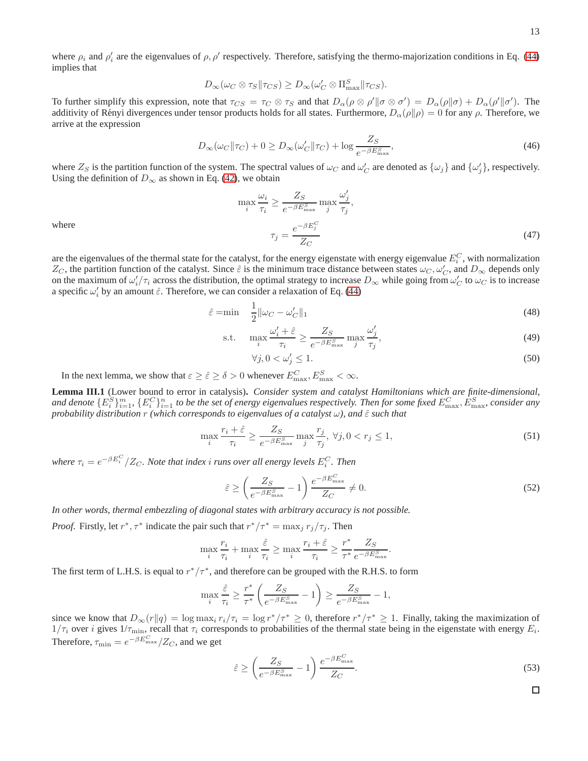where $\rho_i$ and $\rho'_i$ are the eigenvalues of $\rho, \rho'$ respectively. Therefore, satisfying the thermo-majorization conditions in Eq. (44) implies that

$$D_\infty(\omega_C \otimes \tau_S \| \tau_{CS}) \geq D_\infty(\omega'_C \otimes \Pi^S_{\max} \| \tau_{CS}).$$

To further simplify this expression, note that $\tau_{CS} = \tau_C \otimes \tau_S$ and that $D_\alpha(\rho \otimes \rho' \| \sigma \otimes \sigma') = D_\alpha(\rho\|\sigma) + D_\alpha(\rho'\|\sigma')$. The additivity of Rényi divergences under tensor products holds for all states. Furthermore, $D_\alpha(\rho\|\rho) = 0$ for any $\rho$. Therefore, we arrive at the expression

$$D_\infty(\omega_C\|\tau_C) + 0 \geq D_\infty(\omega'_C\|\tau_C) + \log \frac{Z_S}{e^{-\beta E^S_{\max}}}, \tag{46}$$

where $Z_S$ is the partition function of the system. The spectral values of $\omega_C$ and $\omega'_C$ are denoted as $\{\omega_j\}$ and $\{\omega'_j\}$, respectively. Using the definition of $D_\infty$ as shown in Eq. (42), we obtain

$$\max_i \frac{\omega_i}{\tau_i} \geq \frac{Z_S}{e^{-\beta E^S_{\max}}} \max_j \frac{\omega'_j}{\tau_j},$$

where

$$\tau_j = \frac{e^{-\beta E^C_j}}{Z_C} \tag{47}$$

are the eigenvalues of the thermal state for the catalyst, for the energy eigenstate with energy eigenvalue $E^C_i$, with normalization $Z_C$, the partition function of the catalyst. Since $\hat{\varepsilon}$ is the minimum trace distance between states $\omega_C, \omega'_C$, and $D_\infty$ depends only on the maximum of $\omega'_i/\tau_i$ across the distribution, the optimal strategy to increase $D_\infty$ while going from $\omega'_C$ to $\omega_C$ is to increase a specific $\omega'_i$ by an amount $\hat{\varepsilon}$. Therefore, we can consider a relaxation of Eq. (44)

$$\hat{\varepsilon} = \min \quad \frac{1}{2}\|\omega_C - \omega'_C\|_1 \tag{48}$$

$$\text{s.t.} \quad \max_i \frac{\omega'_i + \hat{\varepsilon}}{\tau_i} \geq \frac{Z_S}{e^{-\beta E^S_{\max}}} \max_j \frac{\omega'_j}{\tau_j}, \tag{49}$$

$$\forall j, 0 < \omega'_j \leq 1. \tag{50}$$

In the next lemma, we show that $\varepsilon \geq \hat{\varepsilon} \geq \delta > 0$ whenever $E^C_{\max}, E^S_{\max} < \infty$.

**Lemma III.1** (Lower bound to error in catalysis)**.** *Consider system and catalyst Hamiltonians which are finite-dimensional, and denote $\{E^S_i\}_{i=1}^m$, $\{E^C_i\}_{i=1}^n$ to be the set of energy eigenvalues respectively. Then for some fixed $E^C_{\max}, E^S_{\max}$, consider any probability distribution $r$ (which corresponds to eigenvalues of a catalyst $\omega$), and $\hat{\varepsilon}$ such that*

$$\max_i \frac{r_i + \hat{\varepsilon}}{\tau_i} \geq \frac{Z_S}{e^{-\beta E^S_{\max}}} \max_j \frac{r_j}{\tau_j},\ \forall j, 0 < r_j \leq 1, \tag{51}$$

*where $\tau_i = e^{-\beta E^C_i}/Z_C$. Note that index $i$ runs over all energy levels $E^C_i$. Then*

$$\hat{\varepsilon} \geq \left(\frac{Z_S}{e^{-\beta E^S_{\max}}} - 1\right) \frac{e^{-\beta E^C_{\max}}}{Z_C} \neq 0. \tag{52}$$

*In other words, thermal embezzling of diagonal states with arbitrary accuracy is not possible.*

*Proof.* Firstly, let $r^*, \tau^*$ indicate the pair such that $r^*/\tau^* = \max_j r_j/\tau_j$. Then

$$\max_i \frac{r_i}{\tau_i} + \max_i \frac{\hat{\varepsilon}}{\tau_i} \geq \max_i \frac{r_i + \hat{\varepsilon}}{\tau_i} \geq \frac{r^*}{\tau^*} \frac{Z_S}{e^{-\beta E^S_{\max}}}.$$

The first term of L.H.S. is equal to $r^*/\tau^*$, and therefore can be grouped with the R.H.S. to form

$$\max_i \frac{\hat{\varepsilon}}{\tau_i} \geq \frac{r^*}{\tau^*}\left(\frac{Z_S}{e^{-\beta E^S_{\max}}} - 1\right) \geq \frac{Z_S}{e^{-\beta E^S_{\max}}} - 1,$$

since we know that $D_\infty(r\|q) = \log \max_i r_i/\tau_i = \log r^*/\tau^* \geq 0$, therefore $r^*/\tau^* \geq 1$. Finally, taking the maximization of $1/\tau_i$ over $i$ gives $1/\tau_{\min}$, recall that $\tau_i$ corresponds to probabilities of the thermal state being in the eigenstate with energy $E_i$. Therefore, $\tau_{\min} = e^{-\beta E^C_{\max}}/Z_C$, and we get

$$\hat{\varepsilon} \geq \left(\frac{Z_S}{e^{-\beta E^S_{\max}}} - 1\right) \frac{e^{-\beta E^C_{\max}}}{Z_C}. \tag{53}$$

□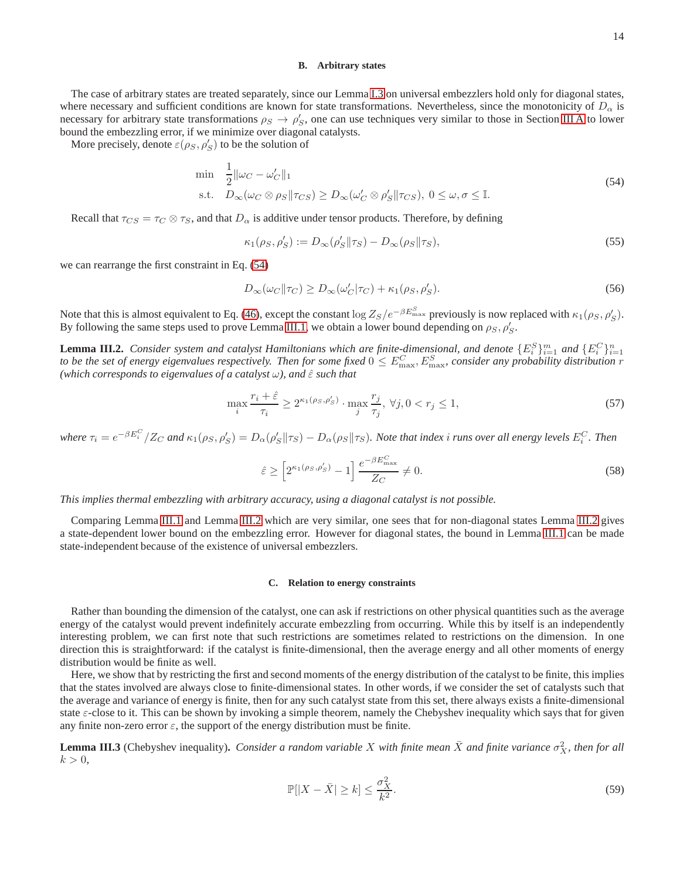### B. Arbitrary states

The case of arbitrary states are treated separately, since our Lemma I.3 on universal embezzlers hold only for diagonal states, where necessary and sufficient conditions are known for state transformations. Nevertheless, since the monotonicity of $D_\alpha$ is necessary for arbitrary state transformations $\rho_S \to \rho'_S$, one can use techniques very similar to those in Section III A to lower bound the embezzling error, if we minimize over diagonal catalysts.

More precisely, denote $\varepsilon(\rho_S, \rho'_S)$ to be the solution of

$$
\begin{aligned}
\min \quad & \frac{1}{2}\|\omega_C - \omega'_C\|_1 \\
\text{s.t.} \quad & D_\infty(\omega_C \otimes \rho_S \|\tau_{CS}) \geq D_\infty(\omega'_C \otimes \rho'_S \|\tau_{CS}),\ 0 \leq \omega, \sigma \leq \mathbb{I}.
\end{aligned}
\tag{54}
$$

Recall that $\tau_{CS} = \tau_C \otimes \tau_S$, and that $D_\alpha$ is additive under tensor products. Therefore, by defining

$$
\kappa_1(\rho_S, \rho'_S) := D_\infty(\rho'_S \|\tau_S) - D_\infty(\rho_S \|\tau_S),
\tag{55}
$$

we can rearrange the first constraint in Eq. (54)

$$
D_\infty(\omega_C \|\tau_C) \geq D_\infty(\omega'_C | \tau_C) + \kappa_1(\rho_S, \rho'_S).
\tag{56}
$$

Note that this is almost equivalent to Eq. (46), except the constant $\log Z_S / e^{-\beta E^S_{\max}}$ previously is now replaced with $\kappa_1(\rho_S, \rho'_S)$. By following the same steps used to prove Lemma III.1, we obtain a lower bound depending on $\rho_S, \rho'_S$.

**Lemma III.2.** *Consider system and catalyst Hamiltonians which are finite-dimensional, and denote $\{E^S_i\}_{i=1}^m$ and $\{E^C_i\}_{i=1}^n$ to be the set of energy eigenvalues respectively. Then for some fixed $0 \leq E^C_{\max}, E^S_{\max}$, consider any probability distribution $r$ (which corresponds to eigenvalues of a catalyst $\omega$), and $\hat{\varepsilon}$ such that*

$$
\max_i \frac{r_i + \hat{\varepsilon}}{\tau_i} \geq 2^{\kappa_1(\rho_S, \rho'_S)} \cdot \max_j \frac{r_j}{\tau_j},\ \forall j, 0 < r_j \leq 1,
\tag{57}
$$

*where $\tau_i = e^{-\beta E^C_i}/Z_C$ and $\kappa_1(\rho_S, \rho'_S) = D_\alpha(\rho'_S \|\tau_S) - D_\alpha(\rho_S \|\tau_S)$. Note that index $i$ runs over all energy levels $E^C_i$. Then*

$$
\hat{\varepsilon} \geq \left[2^{\kappa_1(\rho_S, \rho'_S)} - 1\right] \frac{e^{-\beta E^C_{\max}}}{Z_C} \neq 0.
\tag{58}
$$

*This implies thermal embezzling with arbitrary accuracy, using a diagonal catalyst is not possible.*

Comparing Lemma III.1 and Lemma III.2 which are very similar, one sees that for non-diagonal states Lemma III.2 gives a state-dependent lower bound on the embezzling error. However for diagonal states, the bound in Lemma III.1 can be made state-independent because of the existence of universal embezzlers.

### C. Relation to energy constraints

Rather than bounding the dimension of the catalyst, one can ask if restrictions on other physical quantities such as the average energy of the catalyst would prevent indefinitely accurate embezzling from occurring. While this by itself is an independently interesting problem, we can first note that such restrictions are sometimes related to restrictions on the dimension. In one direction this is straightforward: if the catalyst is finite-dimensional, then the average energy and all other moments of energy distribution would be finite as well.

Here, we show that by restricting the first and second moments of the energy distribution of the catalyst to be finite, this implies that the states involved are always close to finite-dimensional states. In other words, if we consider the set of catalysts such that the average and variance of energy is finite, then for any such catalyst state from this set, there always exists a finite-dimensional state $\varepsilon$-close to it. This can be shown by invoking a simple theorem, namely the Chebyshev inequality which says that for given any finite non-zero error $\varepsilon$, the support of the energy distribution must be finite.

**Lemma III.3** (Chebyshev inequality)**.** *Consider a random variable $X$ with finite mean $\bar{X}$ and finite variance $\sigma^2_X$, then for all $k > 0$,*

$$
\mathbb{P}[|X - \bar{X}| \geq k] \leq \frac{\sigma^2_X}{k^2}.
\tag{59}
$$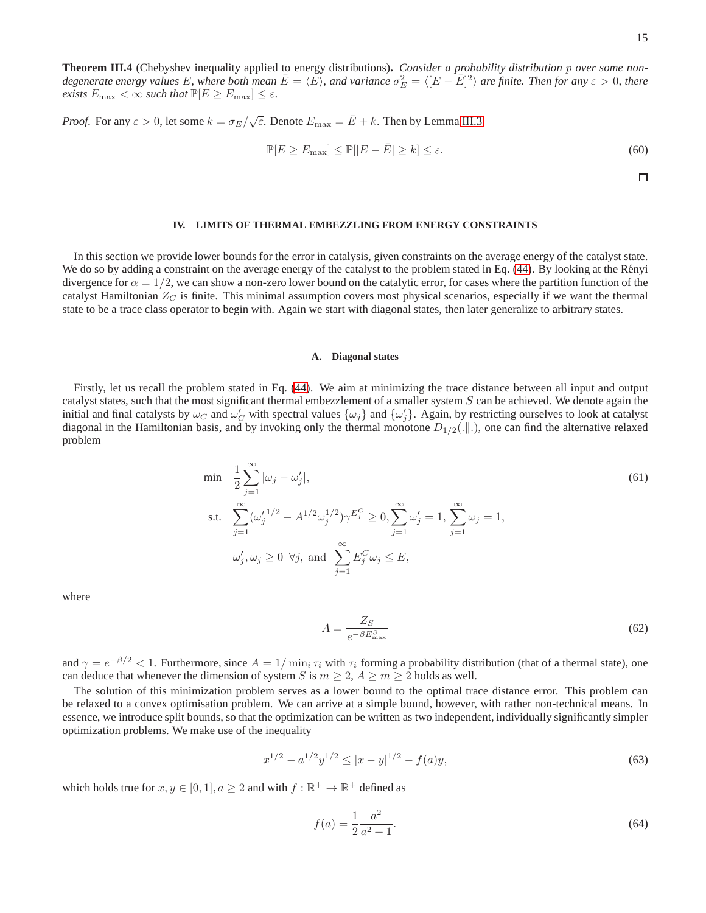**Theorem III.4** (Chebyshev inequality applied to energy distributions)**.** *Consider a probability distribution $p$ over some non-degenerate energy values $E$, where both mean $\bar{E} = \langle E \rangle$, and variance $\sigma_E^2 = \langle [E - \bar{E}]^2 \rangle$ are finite. Then for any $\varepsilon > 0$, there exists $E_{\max} < \infty$ such that $\mathbb{P}[E \geq E_{\max}] \leq \varepsilon$.*

*Proof.* For any $\varepsilon > 0$, let some $k = \sigma_E / \sqrt{\varepsilon}$. Denote $E_{\max} = \bar{E} + k$. Then by Lemma III.3,

$$\mathbb{P}[E \geq E_{\max}] \leq \mathbb{P}[|E - \bar{E}| \geq k] \leq \varepsilon. \tag{60}$$

□

## IV. LIMITS OF THERMAL EMBEZZLING FROM ENERGY CONSTRAINTS

In this section we provide lower bounds for the error in catalysis, given constraints on the average energy of the catalyst state. We do so by adding a constraint on the average energy of the catalyst to the problem stated in Eq. (44). By looking at the Rényi divergence for $\alpha = 1/2$, we can show a non-zero lower bound on the catalytic error, for cases where the partition function of the catalyst Hamiltonian $Z_C$ is finite. This minimal assumption covers most physical scenarios, especially if we want the thermal state to be a trace class operator to begin with. Again we start with diagonal states, then later generalize to arbitrary states.

### A. Diagonal states

Firstly, let us recall the problem stated in Eq. (44). We aim at minimizing the trace distance between all input and output catalyst states, such that the most significant thermal embezzlement of a smaller system $S$ can be achieved. We denote again the initial and final catalysts by $\omega_C$ and $\omega'_C$ with spectral values $\{\omega_j\}$ and $\{\omega'_j\}$. Again, by restricting ourselves to look at catalyst diagonal in the Hamiltonian basis, and by invoking only the thermal monotone $D_{1/2}(.\|.)$, one can find the alternative relaxed problem

$$\begin{aligned}
\min \quad & \frac{1}{2}\sum_{j=1}^{\infty} |\omega_j - \omega'_j|, \\
\text{s.t.} \quad & \sum_{j=1}^{\infty} ({\omega'_j}^{1/2} - A^{1/2}\omega_j^{1/2})\gamma^{E_j^C} \geq 0, \sum_{j=1}^{\infty} \omega'_j = 1, \sum_{j=1}^{\infty} \omega_j = 1, \\
& \omega'_j, \omega_j \geq 0 \;\; \forall j, \text{ and } \sum_{j=1}^{\infty} E_j^C \omega_j \leq E,
\end{aligned} \tag{61}$$

where

$$A = \frac{Z_S}{e^{-\beta E_{\max}^S}} \tag{62}$$

and $\gamma = e^{-\beta/2} < 1$. Furthermore, since $A = 1/\min_i \tau_i$ with $\tau_i$ forming a probability distribution (that of a thermal state), one can deduce that whenever the dimension of system $S$ is $m \geq 2$, $A \geq m \geq 2$ holds as well.

The solution of this minimization problem serves as a lower bound to the optimal trace distance error. This problem can be relaxed to a convex optimisation problem. We can arrive at a simple bound, however, with rather non-technical means. In essence, we introduce split bounds, so that the optimization can be written as two independent, individually significantly simpler optimization problems. We make use of the inequality

$$x^{1/2} - a^{1/2}y^{1/2} \leq |x - y|^{1/2} - f(a)y, \tag{63}$$

which holds true for $x, y \in [0, 1], a \geq 2$ and with $f : \mathbb{R}^+ \to \mathbb{R}^+$ defined as

$$f(a) = \frac{1}{2}\frac{a^2}{a^2 + 1}. \tag{64}$$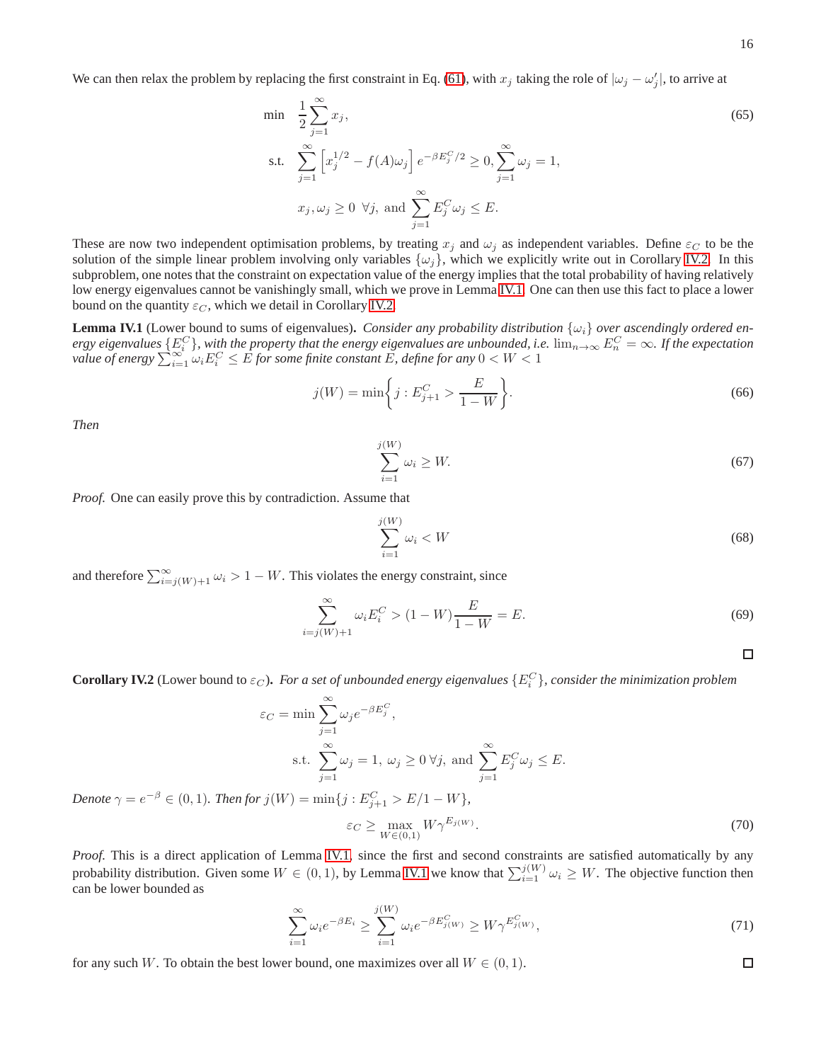We can then relax the problem by replacing the first constraint in Eq. (61), with $x_j$ taking the role of $|\omega_j - \omega'_j|$, to arrive at

$$\begin{aligned} \min \quad & \frac{1}{2}\sum_{j=1}^{\infty} x_j, \\ \text{s.t.} \quad & \sum_{j=1}^{\infty}\left[x_j^{1/2} - f(A)\omega_j\right] e^{-\beta E_j^C/2} \geq 0, \sum_{j=1}^{\infty}\omega_j = 1, \\ & x_j, \omega_j \geq 0 \;\; \forall j, \text{ and } \sum_{j=1}^{\infty} E_j^C \omega_j \leq E. \end{aligned} \tag{65}$$

These are now two independent optimisation problems, by treating $x_j$ and $\omega_j$ as independent variables. Define $\varepsilon_C$ to be the solution of the simple linear problem involving only variables $\{\omega_j\}$, which we explicitly write out in Corollary IV.2. In this subproblem, one notes that the constraint on expectation value of the energy implies that the total probability of having relatively low energy eigenvalues cannot be vanishingly small, which we prove in Lemma IV.1. One can then use this fact to place a lower bound on the quantity $\varepsilon_C$, which we detail in Corollary IV.2.

**Lemma IV.1** (Lower bound to sums of eigenvalues). *Consider any probability distribution $\{\omega_i\}$ over ascendingly ordered energy eigenvalues $\{E_i^C\}$, with the property that the energy eigenvalues are unbounded, i.e. $\lim_{n\to\infty} E_n^C = \infty$. If the expectation value of energy $\sum_{i=1}^{\infty}\omega_i E_i^C \leq E$ for some finite constant $E$, define for any $0 < W < 1$*

$$j(W) = \min\left\{ j : E_{j+1}^C > \frac{E}{1-W}\right\}. \tag{66}$$

*Then*

$$\sum_{i=1}^{j(W)} \omega_i \geq W. \tag{67}$$

*Proof.* One can easily prove this by contradiction. Assume that

$$\sum_{i=1}^{j(W)} \omega_i < W \tag{68}$$

and therefore $\sum_{i=j(W)+1}^{\infty}\omega_i > 1 - W$. This violates the energy constraint, since

$$\sum_{i=j(W)+1}^{\infty} \omega_i E_i^C > (1-W)\frac{E}{1-W} = E. \tag{69}$$

∎

**Corollary IV.2** (Lower bound to $\varepsilon_C$). *For a set of unbounded energy eigenvalues $\{E_i^C\}$, consider the minimization problem*

$$\begin{aligned} \varepsilon_C = \min & \sum_{j=1}^{\infty}\omega_j e^{-\beta E_j^C}, \\ \text{s.t.} & \sum_{j=1}^{\infty}\omega_j = 1, \; \omega_j \geq 0 \, \forall j, \text{ and } \sum_{j=1}^{\infty} E_j^C \omega_j \leq E. \end{aligned}$$

*Denote $\gamma = e^{-\beta} \in (0,1)$. Then for $j(W) = \min\{j : E_{j+1}^C > E/1-W\}$,*

$$\varepsilon_C \geq \max_{W\in(0,1)} W\gamma^{E_{j(W)}}. \tag{70}$$

*Proof.* This is a direct application of Lemma IV.1, since the first and second constraints are satisfied automatically by any probability distribution. Given some $W \in (0,1)$, by Lemma IV.1 we know that $\sum_{i=1}^{j(W)}\omega_i \geq W$. The objective function then can be lower bounded as

$$\sum_{i=1}^{\infty}\omega_i e^{-\beta E_i} \geq \sum_{i=1}^{j(W)}\omega_i e^{-\beta E_{j(W)}^C} \geq W\gamma^{E_{j(W)}^C}, \tag{71}$$

for any such $W$. To obtain the best lower bound, one maximizes over all $W \in (0,1)$. ∎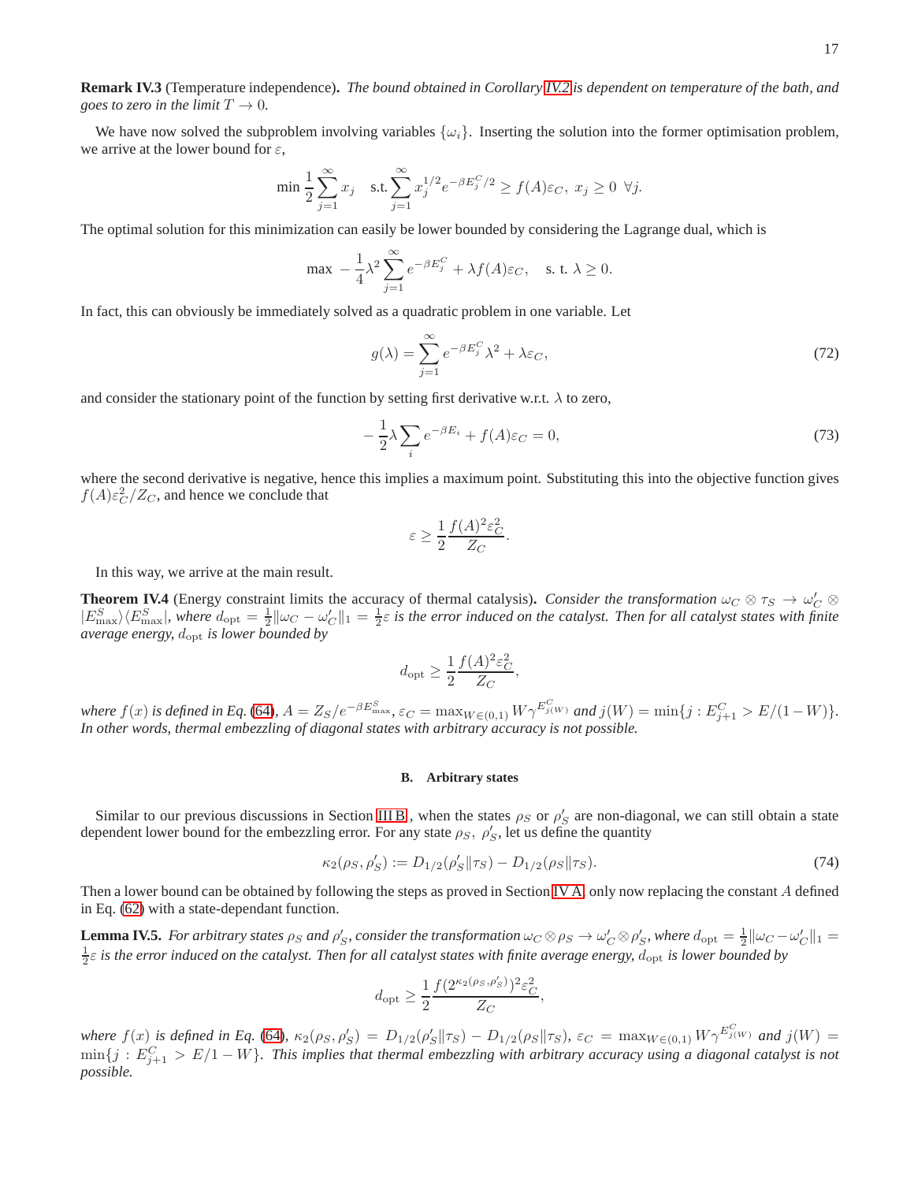**Remark IV.3** (Temperature independence)**.** *The bound obtained in Corollary IV.2 is dependent on temperature of the bath, and goes to zero in the limit $T \to 0$.*

We have now solved the subproblem involving variables $\{\omega_i\}$. Inserting the solution into the former optimisation problem, we arrive at the lower bound for $\varepsilon$,

$$\min \frac{1}{2}\sum_{j=1}^{\infty} x_j \quad \text{s.t.} \sum_{j=1}^{\infty} x_j^{1/2} e^{-\beta E_j^C/2} \geq f(A)\varepsilon_C,\ x_j \geq 0 \ \forall j.$$

The optimal solution for this minimization can easily be lower bounded by considering the Lagrange dual, which is

$$\max\ -\frac{1}{4}\lambda^2 \sum_{j=1}^{\infty} e^{-\beta E_j^C} + \lambda f(A)\varepsilon_C, \quad \text{s. t. } \lambda \geq 0.$$

In fact, this can obviously be immediately solved as a quadratic problem in one variable. Let

$$g(\lambda) = \sum_{j=1}^{\infty} e^{-\beta E_j^C}\lambda^2 + \lambda\varepsilon_C, \tag{72}$$

and consider the stationary point of the function by setting first derivative w.r.t. $\lambda$ to zero,

$$-\frac{1}{2}\lambda \sum_i e^{-\beta E_i} + f(A)\varepsilon_C = 0, \tag{73}$$

where the second derivative is negative, hence this implies a maximum point. Substituting this into the objective function gives $f(A)\varepsilon_C^2/Z_C$, and hence we conclude that

$$\varepsilon \geq \frac{1}{2}\frac{f(A)^2\varepsilon_C^2}{Z_C}.$$

In this way, we arrive at the main result.

**Theorem IV.4** (Energy constraint limits the accuracy of thermal catalysis)**.** *Consider the transformation $\omega_C \otimes \tau_S \to \omega_C' \otimes |E_{\max}^S\rangle\langle E_{\max}^S|$, where $d_{\rm opt} = \frac{1}{2}\|\omega_C - \omega_C'\|_1 = \frac{1}{2}\varepsilon$ is the error induced on the catalyst. Then for all catalyst states with finite average energy, $d_{\rm opt}$ is lower bounded by*

$$d_{\rm opt} \geq \frac{1}{2}\frac{f(A)^2\varepsilon_C^2}{Z_C},$$

*where $f(x)$ is defined in Eq. (64), $A = Z_S/e^{-\beta E_{\max}^S}$, $\varepsilon_C = \max_{W\in(0,1)} W\gamma^{E_{j(W)}^C}$ and $j(W) = \min\{j : E_{j+1}^C > E/(1-W)\}$. In other words, thermal embezzling of diagonal states with arbitrary accuracy is not possible.*

### B. Arbitrary states

Similar to our previous discussions in Section III B, when the states $\rho_S$ or $\rho_S'$ are non-diagonal, we can still obtain a state dependent lower bound for the embezzling error. For any state $\rho_S$, $\rho_S'$, let us define the quantity

$$\kappa_2(\rho_S,\rho_S') := D_{1/2}(\rho_S'\|\tau_S) - D_{1/2}(\rho_S\|\tau_S). \tag{74}$$

Then a lower bound can be obtained by following the steps as proved in Section IV A, only now replacing the constant $A$ defined in Eq. (62) with a state-dependant function.

**Lemma IV.5.** *For arbitrary states $\rho_S$ and $\rho_S'$, consider the transformation $\omega_C\otimes\rho_S \to \omega_C'\otimes\rho_S'$, where $d_{\rm opt} = \frac{1}{2}\|\omega_C - \omega_C'\|_1 = \frac{1}{2}\varepsilon$ is the error induced on the catalyst. Then for all catalyst states with finite average energy, $d_{\rm opt}$ is lower bounded by*

$$d_{\rm opt} \geq \frac{1}{2}\frac{f(2^{\kappa_2(\rho_S,\rho_S')})^2\varepsilon_C^2}{Z_C},$$

*where $f(x)$ is defined in Eq. (64), $\kappa_2(\rho_S,\rho_S') = D_{1/2}(\rho_S'\|\tau_S) - D_{1/2}(\rho_S\|\tau_S)$, $\varepsilon_C = \max_{W\in(0,1)} W\gamma^{E_{j(W)}^C}$ and $j(W) = \min\{j : E_{j+1}^C > E/1-W\}$. This implies that thermal embezzling with arbitrary accuracy using a diagonal catalyst is not possible.*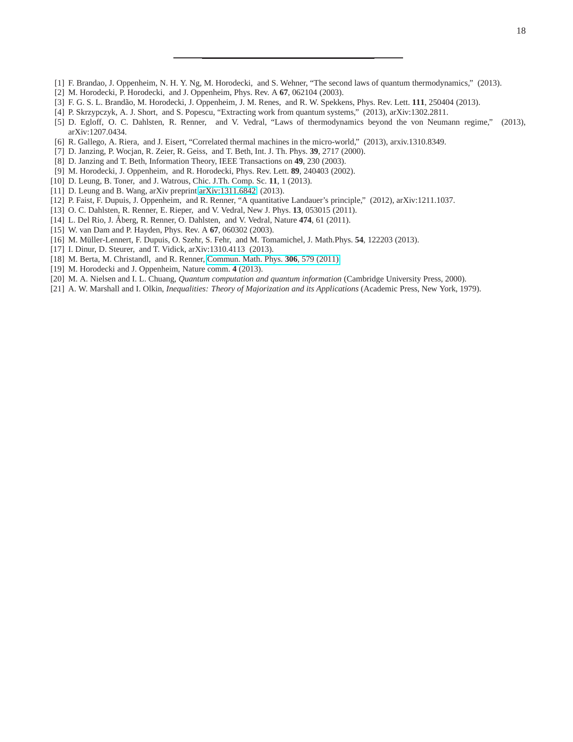- [1] F. Brandao, J. Oppenheim, N. H. Y. Ng, M. Horodecki, and S. Wehner, "The second laws of quantum thermodynamics," (2013).
- [2] M. Horodecki, P. Horodecki, and J. Oppenheim, Phys. Rev. A **67**, 062104 (2003).
- [3] F. G. S. L. Brandão, M. Horodecki, J. Oppenheim, J. M. Renes, and R. W. Spekkens, Phys. Rev. Lett. **111**, 250404 (2013).
- [4] P. Skrzypczyk, A. J. Short, and S. Popescu, "Extracting work from quantum systems," (2013), arXiv:1302.2811.
- [5] D. Egloff, O. C. Dahlsten, R. Renner, and V. Vedral, "Laws of thermodynamics beyond the von Neumann regime," (2013), arXiv:1207.0434.
- [6] R. Gallego, A. Riera, and J. Eisert, "Correlated thermal machines in the micro-world," (2013), arxiv.1310.8349.
- [7] D. Janzing, P. Wocjan, R. Zeier, R. Geiss, and T. Beth, Int. J. Th. Phys. **39**, 2717 (2000).
- [8] D. Janzing and T. Beth, Information Theory, IEEE Transactions on **49**, 230 (2003).
- [9] M. Horodecki, J. Oppenheim, and R. Horodecki, Phys. Rev. Lett. **89**, 240403 (2002).
- [10] D. Leung, B. Toner, and J. Watrous, Chic. J.Th. Comp. Sc. **11**, 1 (2013).
- [11] D. Leung and B. Wang, arXiv preprint arXiv:1311.6842 (2013).
- [12] P. Faist, F. Dupuis, J. Oppenheim, and R. Renner, "A quantitative Landauer's principle," (2012), arXiv:1211.1037.
- [13] O. C. Dahlsten, R. Renner, E. Rieper, and V. Vedral, New J. Phys. **13**, 053015 (2011).
- [14] L. Del Rio, J. Åberg, R. Renner, O. Dahlsten, and V. Vedral, Nature **474**, 61 (2011).
- [15] W. van Dam and P. Hayden, Phys. Rev. A **67**, 060302 (2003).
- [16] M. Müller-Lennert, F. Dupuis, O. Szehr, S. Fehr, and M. Tomamichel, J. Math.Phys. **54**, 122203 (2013).
- [17] I. Dinur, D. Steurer, and T. Vidick, arXiv:1310.4113 (2013).
- [18] M. Berta, M. Christandl, and R. Renner, Commun. Math. Phys. **306**, 579 (2011).
- [19] M. Horodecki and J. Oppenheim, Nature comm. **4** (2013).
- [20] M. A. Nielsen and I. L. Chuang, *Quantum computation and quantum information* (Cambridge University Press, 2000).
- [21] A. W. Marshall and I. Olkin, *Inequalities: Theory of Majorization and its Applications* (Academic Press, New York, 1979).